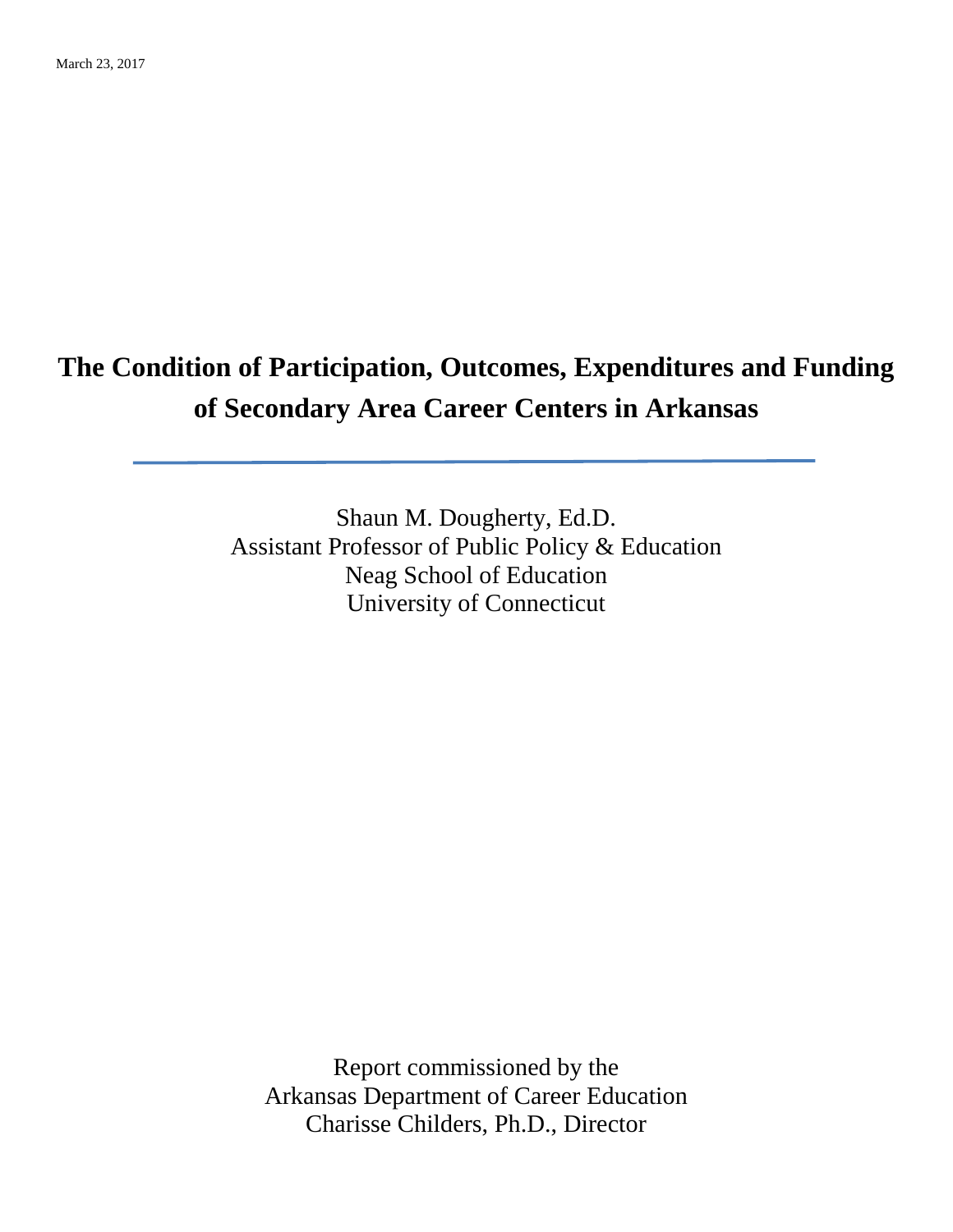March 23, 2017

# The Condition of Participation, Outcomes, Expenditures and Funding of Secondary Area Career Centers in Arkansas

Shaun M. Dougherty, Ed.D.
Assistant Professor of Public Policy & Education
Neag School of Education
University of Connecticut

Report commissioned by the
Arkansas Department of Career Education
Charisse Childers, Ph.D., Director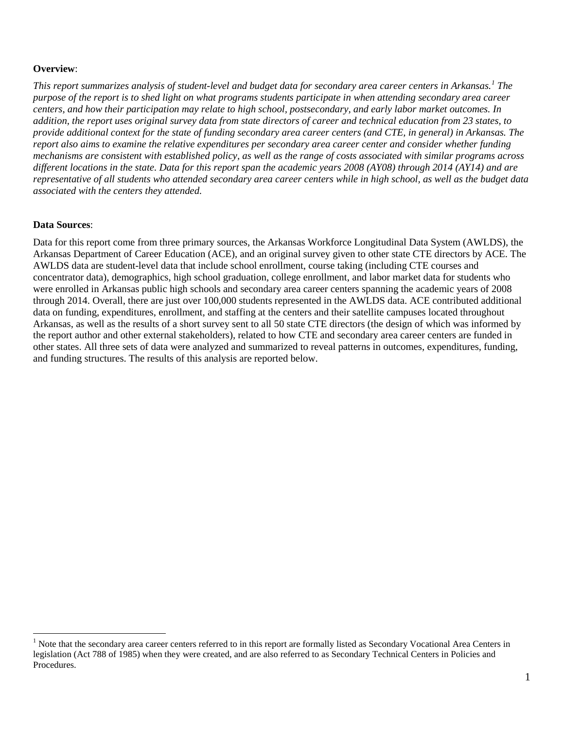**Overview**:

*This report summarizes analysis of student-level and budget data for secondary area career centers in Arkansas.[1] The purpose of the report is to shed light on what programs students participate in when attending secondary area career centers, and how their participation may relate to high school, postsecondary, and early labor market outcomes. In addition, the report uses original survey data from state directors of career and technical education from 23 states, to provide additional context for the state of funding secondary area career centers (and CTE, in general) in Arkansas. The report also aims to examine the relative expenditures per secondary area career center and consider whether funding mechanisms are consistent with established policy, as well as the range of costs associated with similar programs across different locations in the state. Data for this report span the academic years 2008 (AY08) through 2014 (AY14) and are representative of all students who attended secondary area career centers while in high school, as well as the budget data associated with the centers they attended.*

**Data Sources**:

Data for this report come from three primary sources, the Arkansas Workforce Longitudinal Data System (AWLDS), the Arkansas Department of Career Education (ACE), and an original survey given to other state CTE directors by ACE. The AWLDS data are student-level data that include school enrollment, course taking (including CTE courses and concentrator data), demographics, high school graduation, college enrollment, and labor market data for students who were enrolled in Arkansas public high schools and secondary area career centers spanning the academic years of 2008 through 2014. Overall, there are just over 100,000 students represented in the AWLDS data. ACE contributed additional data on funding, expenditures, enrollment, and staffing at the centers and their satellite campuses located throughout Arkansas, as well as the results of a short survey sent to all 50 state CTE directors (the design of which was informed by the report author and other external stakeholders), related to how CTE and secondary area career centers are funded in other states. All three sets of data were analyzed and summarized to reveal patterns in outcomes, expenditures, funding, and funding structures. The results of this analysis are reported below.

[1] Note that the secondary area career centers referred to in this report are formally listed as Secondary Vocational Area Centers in legislation (Act 788 of 1985) when they were created, and are also referred to as Secondary Technical Centers in Policies and Procedures.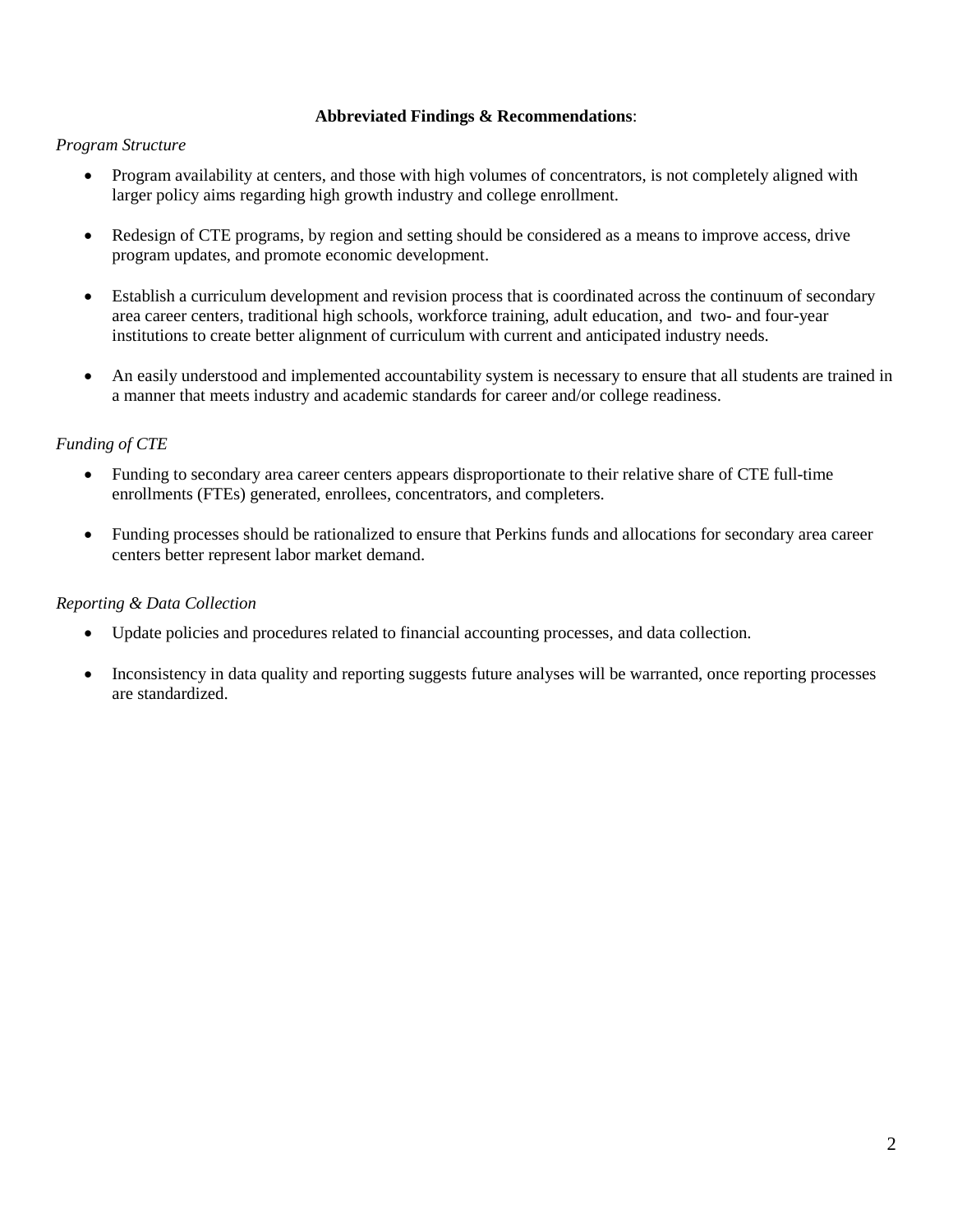**Abbreviated Findings & Recommendations**:

*Program Structure*

- Program availability at centers, and those with high volumes of concentrators, is not completely aligned with larger policy aims regarding high growth industry and college enrollment.

- Redesign of CTE programs, by region and setting should be considered as a means to improve access, drive program updates, and promote economic development.

- Establish a curriculum development and revision process that is coordinated across the continuum of secondary area career centers, traditional high schools, workforce training, adult education, and two- and four-year institutions to create better alignment of curriculum with current and anticipated industry needs.

- An easily understood and implemented accountability system is necessary to ensure that all students are trained in a manner that meets industry and academic standards for career and/or college readiness.

*Funding of CTE*

- Funding to secondary area career centers appears disproportionate to their relative share of CTE full-time enrollments (FTEs) generated, enrollees, concentrators, and completers.

- Funding processes should be rationalized to ensure that Perkins funds and allocations for secondary area career centers better represent labor market demand.

*Reporting & Data Collection*

- Update policies and procedures related to financial accounting processes, and data collection.

- Inconsistency in data quality and reporting suggests future analyses will be warranted, once reporting processes are standardized.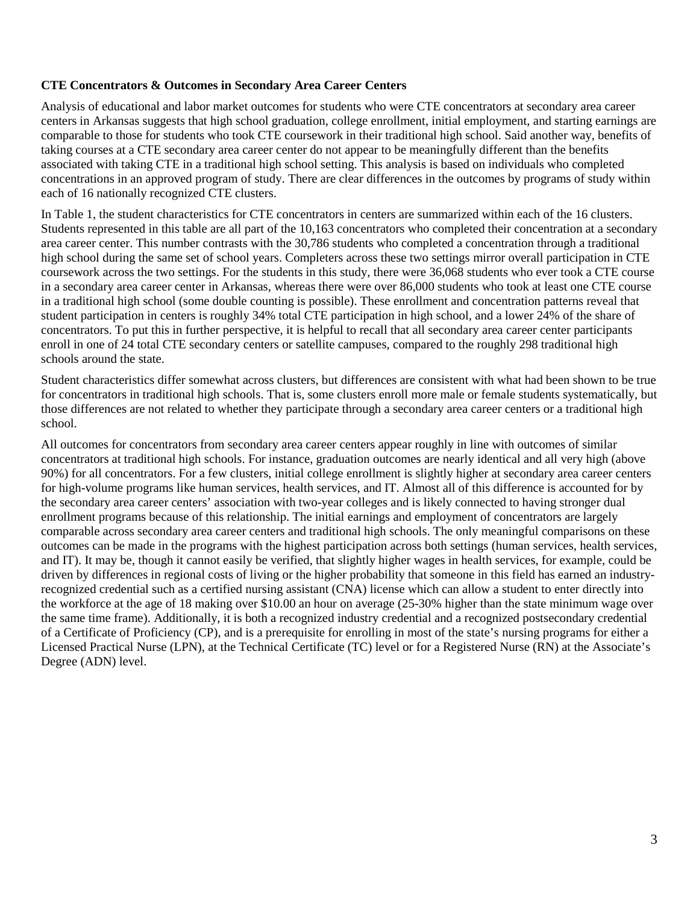**CTE Concentrators & Outcomes in Secondary Area Career Centers**

Analysis of educational and labor market outcomes for students who were CTE concentrators at secondary area career centers in Arkansas suggests that high school graduation, college enrollment, initial employment, and starting earnings are comparable to those for students who took CTE coursework in their traditional high school. Said another way, benefits of taking courses at a CTE secondary area career center do not appear to be meaningfully different than the benefits associated with taking CTE in a traditional high school setting. This analysis is based on individuals who completed concentrations in an approved program of study. There are clear differences in the outcomes by programs of study within each of 16 nationally recognized CTE clusters.

In Table 1, the student characteristics for CTE concentrators in centers are summarized within each of the 16 clusters. Students represented in this table are all part of the 10,163 concentrators who completed their concentration at a secondary area career center. This number contrasts with the 30,786 students who completed a concentration through a traditional high school during the same set of school years. Completers across these two settings mirror overall participation in CTE coursework across the two settings. For the students in this study, there were 36,068 students who ever took a CTE course in a secondary area career center in Arkansas, whereas there were over 86,000 students who took at least one CTE course in a traditional high school (some double counting is possible). These enrollment and concentration patterns reveal that student participation in centers is roughly 34% total CTE participation in high school, and a lower 24% of the share of concentrators. To put this in further perspective, it is helpful to recall that all secondary area career center participants enroll in one of 24 total CTE secondary centers or satellite campuses, compared to the roughly 298 traditional high schools around the state.

Student characteristics differ somewhat across clusters, but differences are consistent with what had been shown to be true for concentrators in traditional high schools. That is, some clusters enroll more male or female students systematically, but those differences are not related to whether they participate through a secondary area career centers or a traditional high school.

All outcomes for concentrators from secondary area career centers appear roughly in line with outcomes of similar concentrators at traditional high schools. For instance, graduation outcomes are nearly identical and all very high (above 90%) for all concentrators. For a few clusters, initial college enrollment is slightly higher at secondary area career centers for high-volume programs like human services, health services, and IT. Almost all of this difference is accounted for by the secondary area career centers' association with two-year colleges and is likely connected to having stronger dual enrollment programs because of this relationship. The initial earnings and employment of concentrators are largely comparable across secondary area career centers and traditional high schools. The only meaningful comparisons on these outcomes can be made in the programs with the highest participation across both settings (human services, health services, and IT). It may be, though it cannot easily be verified, that slightly higher wages in health services, for example, could be driven by differences in regional costs of living or the higher probability that someone in this field has earned an industry-recognized credential such as a certified nursing assistant (CNA) license which can allow a student to enter directly into the workforce at the age of 18 making over $10.00 an hour on average (25-30% higher than the state minimum wage over the same time frame). Additionally, it is both a recognized industry credential and a recognized postsecondary credential of a Certificate of Proficiency (CP), and is a prerequisite for enrolling in most of the state's nursing programs for either a Licensed Practical Nurse (LPN), at the Technical Certificate (TC) level or for a Registered Nurse (RN) at the Associate's Degree (ADN) level.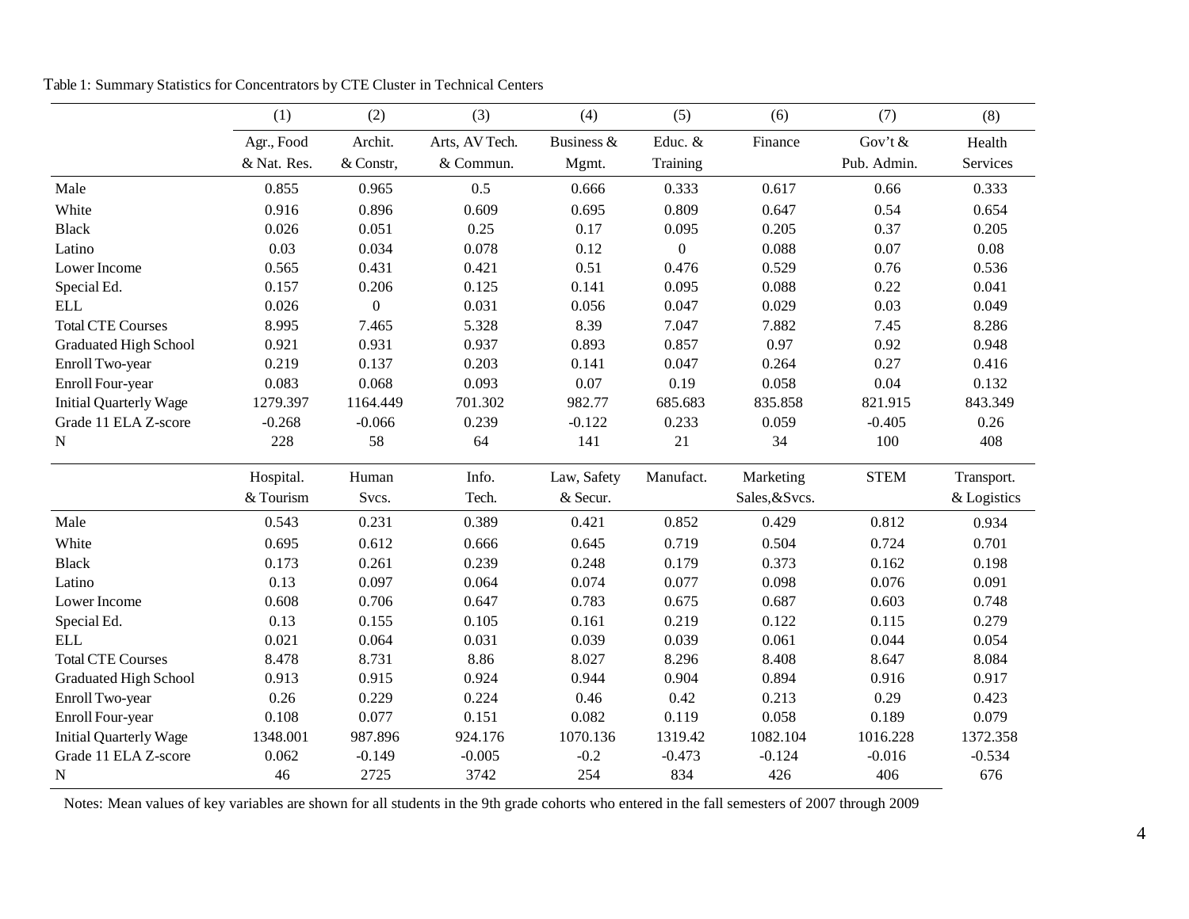Table 1: Summary Statistics for Concentrators by CTE Cluster in Technical Centers

| | (1) | (2) | (3) | (4) | (5) | (6) | (7) | (8) |
|---|---|---|---|---|---|---|---|---|
| | Agr., Food & Nat. Res. | Archit. & Constr, | Arts, AV Tech. & Commun. | Business & Mgmt. | Educ. & Training | Finance | Gov't & Pub. Admin. | Health Services |
| Male | 0.855 | 0.965 | 0.5 | 0.666 | 0.333 | 0.617 | 0.66 | 0.333 |
| White | 0.916 | 0.896 | 0.609 | 0.695 | 0.809 | 0.647 | 0.54 | 0.654 |
| Black | 0.026 | 0.051 | 0.25 | 0.17 | 0.095 | 0.205 | 0.37 | 0.205 |
| Latino | 0.03 | 0.034 | 0.078 | 0.12 | 0 | 0.088 | 0.07 | 0.08 |
| Lower Income | 0.565 | 0.431 | 0.421 | 0.51 | 0.476 | 0.529 | 0.76 | 0.536 |
| Special Ed. | 0.157 | 0.206 | 0.125 | 0.141 | 0.095 | 0.088 | 0.22 | 0.041 |
| ELL | 0.026 | 0 | 0.031 | 0.056 | 0.047 | 0.029 | 0.03 | 0.049 |
| Total CTE Courses | 8.995 | 7.465 | 5.328 | 8.39 | 7.047 | 7.882 | 7.45 | 8.286 |
| Graduated High School | 0.921 | 0.931 | 0.937 | 0.893 | 0.857 | 0.97 | 0.92 | 0.948 |
| Enroll Two-year | 0.219 | 0.137 | 0.203 | 0.141 | 0.047 | 0.264 | 0.27 | 0.416 |
| Enroll Four-year | 0.083 | 0.068 | 0.093 | 0.07 | 0.19 | 0.058 | 0.04 | 0.132 |
| Initial Quarterly Wage | 1279.397 | 1164.449 | 701.302 | 982.77 | 685.683 | 835.858 | 821.915 | 843.349 |
| Grade 11 ELA Z-score | -0.268 | -0.066 | 0.239 | -0.122 | 0.233 | 0.059 | -0.405 | 0.26 |
| N | 228 | 58 | 64 | 141 | 21 | 34 | 100 | 408 |
| | Hospital. & Tourism | Human Svcs. | Info. Tech. | Law, Safety & Secur. | Manufact. | Marketing Sales,&Svcs. | STEM | Transport. & Logistics |
| Male | 0.543 | 0.231 | 0.389 | 0.421 | 0.852 | 0.429 | 0.812 | 0.934 |
| White | 0.695 | 0.612 | 0.666 | 0.645 | 0.719 | 0.504 | 0.724 | 0.701 |
| Black | 0.173 | 0.261 | 0.239 | 0.248 | 0.179 | 0.373 | 0.162 | 0.198 |
| Latino | 0.13 | 0.097 | 0.064 | 0.074 | 0.077 | 0.098 | 0.076 | 0.091 |
| Lower Income | 0.608 | 0.706 | 0.647 | 0.783 | 0.675 | 0.687 | 0.603 | 0.748 |
| Special Ed. | 0.13 | 0.155 | 0.105 | 0.161 | 0.219 | 0.122 | 0.115 | 0.279 |
| ELL | 0.021 | 0.064 | 0.031 | 0.039 | 0.039 | 0.061 | 0.044 | 0.054 |
| Total CTE Courses | 8.478 | 8.731 | 8.86 | 8.027 | 8.296 | 8.408 | 8.647 | 8.084 |
| Graduated High School | 0.913 | 0.915 | 0.924 | 0.944 | 0.904 | 0.894 | 0.916 | 0.917 |
| Enroll Two-year | 0.26 | 0.229 | 0.224 | 0.46 | 0.42 | 0.213 | 0.29 | 0.423 |
| Enroll Four-year | 0.108 | 0.077 | 0.151 | 0.082 | 0.119 | 0.058 | 0.189 | 0.079 |
| Initial Quarterly Wage | 1348.001 | 987.896 | 924.176 | 1070.136 | 1319.42 | 1082.104 | 1016.228 | 1372.358 |
| Grade 11 ELA Z-score | 0.062 | -0.149 | -0.005 | -0.2 | -0.473 | -0.124 | -0.016 | -0.534 |
| N | 46 | 2725 | 3742 | 254 | 834 | 426 | 406 | 676 |

Notes: Mean values of key variables are shown for all students in the 9th grade cohorts who entered in the fall semesters of 2007 through 2009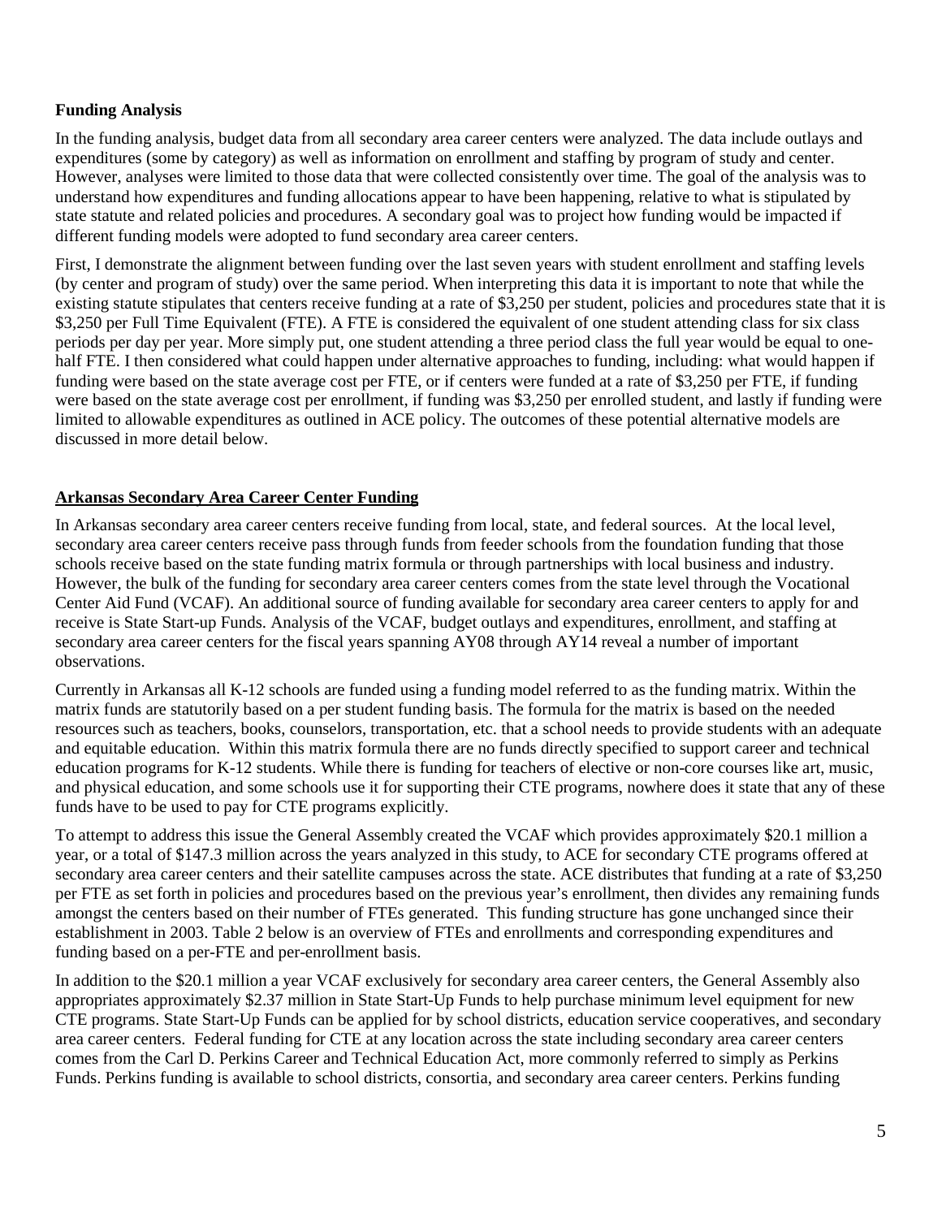**Funding Analysis**

In the funding analysis, budget data from all secondary area career centers were analyzed. The data include outlays and expenditures (some by category) as well as information on enrollment and staffing by program of study and center. However, analyses were limited to those data that were collected consistently over time. The goal of the analysis was to understand how expenditures and funding allocations appear to have been happening, relative to what is stipulated by state statute and related policies and procedures. A secondary goal was to project how funding would be impacted if different funding models were adopted to fund secondary area career centers.

First, I demonstrate the alignment between funding over the last seven years with student enrollment and staffing levels (by center and program of study) over the same period. When interpreting this data it is important to note that while the existing statute stipulates that centers receive funding at a rate of $3,250 per student, policies and procedures state that it is $3,250 per Full Time Equivalent (FTE). A FTE is considered the equivalent of one student attending class for six class periods per day per year. More simply put, one student attending a three period class the full year would be equal to one-half FTE. I then considered what could happen under alternative approaches to funding, including: what would happen if funding were based on the state average cost per FTE, or if centers were funded at a rate of $3,250 per FTE, if funding were based on the state average cost per enrollment, if funding was $3,250 per enrolled student, and lastly if funding were limited to allowable expenditures as outlined in ACE policy. The outcomes of these potential alternative models are discussed in more detail below.

**Arkansas Secondary Area Career Center Funding**

In Arkansas secondary area career centers receive funding from local, state, and federal sources. At the local level, secondary area career centers receive pass through funds from feeder schools from the foundation funding that those schools receive based on the state funding matrix formula or through partnerships with local business and industry. However, the bulk of the funding for secondary area career centers comes from the state level through the Vocational Center Aid Fund (VCAF). An additional source of funding available for secondary area career centers to apply for and receive is State Start-up Funds. Analysis of the VCAF, budget outlays and expenditures, enrollment, and staffing at secondary area career centers for the fiscal years spanning AY08 through AY14 reveal a number of important observations.

Currently in Arkansas all K-12 schools are funded using a funding model referred to as the funding matrix. Within the matrix funds are statutorily based on a per student funding basis. The formula for the matrix is based on the needed resources such as teachers, books, counselors, transportation, etc. that a school needs to provide students with an adequate and equitable education. Within this matrix formula there are no funds directly specified to support career and technical education programs for K-12 students. While there is funding for teachers of elective or non-core courses like art, music, and physical education, and some schools use it for supporting their CTE programs, nowhere does it state that any of these funds have to be used to pay for CTE programs explicitly.

To attempt to address this issue the General Assembly created the VCAF which provides approximately $20.1 million a year, or a total of $147.3 million across the years analyzed in this study, to ACE for secondary CTE programs offered at secondary area career centers and their satellite campuses across the state. ACE distributes that funding at a rate of $3,250 per FTE as set forth in policies and procedures based on the previous year's enrollment, then divides any remaining funds amongst the centers based on their number of FTEs generated. This funding structure has gone unchanged since their establishment in 2003. Table 2 below is an overview of FTEs and enrollments and corresponding expenditures and funding based on a per-FTE and per-enrollment basis.

In addition to the $20.1 million a year VCAF exclusively for secondary area career centers, the General Assembly also appropriates approximately $2.37 million in State Start-Up Funds to help purchase minimum level equipment for new CTE programs. State Start-Up Funds can be applied for by school districts, education service cooperatives, and secondary area career centers. Federal funding for CTE at any location across the state including secondary area career centers comes from the Carl D. Perkins Career and Technical Education Act, more commonly referred to simply as Perkins Funds. Perkins funding is available to school districts, consortia, and secondary area career centers. Perkins funding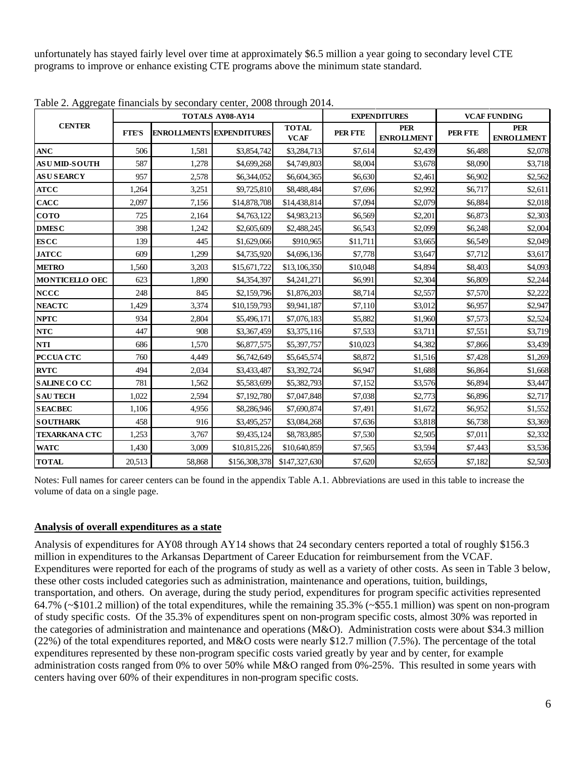unfortunately has stayed fairly level over time at approximately $6.5 million a year going to secondary level CTE programs to improve or enhance existing CTE programs above the minimum state standard.

Table 2. Aggregate financials by secondary center, 2008 through 2014.

| CENTER | TOTALS AY08-AY14 | | | | EXPENDITURES | | VCAF FUNDING | |
|---|---|---|---|---|---|---|---|---|
| | FTE'S | ENROLLMENTS | EXPENDITURES | TOTAL VCAF | PER FTE | PER ENROLLMENT | PER FTE | PER ENROLLMENT |
| **ANC** | 506 | 1,581 | $3,854,742 | $3,284,713 | $7,614 | $2,439 | $6,488 | $2,078 |
| **ASU MID-SOUTH** | 587 | 1,278 | $4,699,268 | $4,749,803 | $8,004 | $3,678 | $8,090 | $3,718 |
| **ASU SEARCY** | 957 | 2,578 | $6,344,052 | $6,604,365 | $6,630 | $2,461 | $6,902 | $2,562 |
| **ATCC** | 1,264 | 3,251 | $9,725,810 | $8,488,484 | $7,696 | $2,992 | $6,717 | $2,611 |
| **CACC** | 2,097 | 7,156 | $14,878,708 | $14,438,814 | $7,094 | $2,079 | $6,884 | $2,018 |
| **COTO** | 725 | 2,164 | $4,763,122 | $4,983,213 | $6,569 | $2,201 | $6,873 | $2,303 |
| **DMESC** | 398 | 1,242 | $2,605,609 | $2,488,245 | $6,543 | $2,099 | $6,248 | $2,004 |
| **ESCC** | 139 | 445 | $1,629,066 | $910,965 | $11,711 | $3,665 | $6,549 | $2,049 |
| **JATCC** | 609 | 1,299 | $4,735,920 | $4,696,136 | $7,778 | $3,647 | $7,712 | $3,617 |
| **METRO** | 1,560 | 3,203 | $15,671,722 | $13,106,350 | $10,048 | $4,894 | $8,403 | $4,093 |
| **MONTICELLO OEC** | 623 | 1,890 | $4,354,397 | $4,241,271 | $6,991 | $2,304 | $6,809 | $2,244 |
| **NCCC** | 248 | 845 | $2,159,796 | $1,876,203 | $8,714 | $2,557 | $7,570 | $2,222 |
| **NEACTC** | 1,429 | 3,374 | $10,159,793 | $9,941,187 | $7,110 | $3,012 | $6,957 | $2,947 |
| **NPTC** | 934 | 2,804 | $5,496,171 | $7,076,183 | $5,882 | $1,960 | $7,573 | $2,524 |
| **NTC** | 447 | 908 | $3,367,459 | $3,375,116 | $7,533 | $3,711 | $7,551 | $3,719 |
| **NTI** | 686 | 1,570 | $6,877,575 | $5,397,757 | $10,023 | $4,382 | $7,866 | $3,439 |
| **PCCUA CTC** | 760 | 4,449 | $6,742,649 | $5,645,574 | $8,872 | $1,516 | $7,428 | $1,269 |
| **RVTC** | 494 | 2,034 | $3,433,487 | $3,392,724 | $6,947 | $1,688 | $6,864 | $1,668 |
| **SALINE CO CC** | 781 | 1,562 | $5,583,699 | $5,382,793 | $7,152 | $3,576 | $6,894 | $3,447 |
| **SAU TECH** | 1,022 | 2,594 | $7,192,780 | $7,047,848 | $7,038 | $2,773 | $6,896 | $2,717 |
| **SEACBEC** | 1,106 | 4,956 | $8,286,946 | $7,690,874 | $7,491 | $1,672 | $6,952 | $1,552 |
| **SOUTHARK** | 458 | 916 | $3,495,257 | $3,084,268 | $7,636 | $3,818 | $6,738 | $3,369 |
| **TEXARKANA CTC** | 1,253 | 3,767 | $9,435,124 | $8,783,885 | $7,530 | $2,505 | $7,011 | $2,332 |
| **WATC** | 1,430 | 3,009 | $10,815,226 | $10,640,859 | $7,565 | $3,594 | $7,443 | $3,536 |
| **TOTAL** | 20,513 | 58,868 | $156,308,378 | $147,327,630 | $7,620 | $2,655 | $7,182 | $2,503 |

Notes: Full names for career centers can be found in the appendix Table A.1. Abbreviations are used in this table to increase the volume of data on a single page.

## Analysis of overall expenditures as a state

Analysis of expenditures for AY08 through AY14 shows that 24 secondary centers reported a total of roughly $156.3 million in expenditures to the Arkansas Department of Career Education for reimbursement from the VCAF. Expenditures were reported for each of the programs of study as well as a variety of other costs. As seen in Table 3 below, these other costs included categories such as administration, maintenance and operations, tuition, buildings, transportation, and others. On average, during the study period, expenditures for program specific activities represented 64.7% (~$101.2 million) of the total expenditures, while the remaining 35.3% (~$55.1 million) was spent on non-program of study specific costs. Of the 35.3% of expenditures spent on non-program specific costs, almost 30% was reported in the categories of administration and maintenance and operations (M&O). Administration costs were about $34.3 million (22%) of the total expenditures reported, and M&O costs were nearly $12.7 million (7.5%). The percentage of the total expenditures represented by these non-program specific costs varied greatly by year and by center, for example administration costs ranged from 0% to over 50% while M&O ranged from 0%-25%. This resulted in some years with centers having over 60% of their expenditures in non-program specific costs.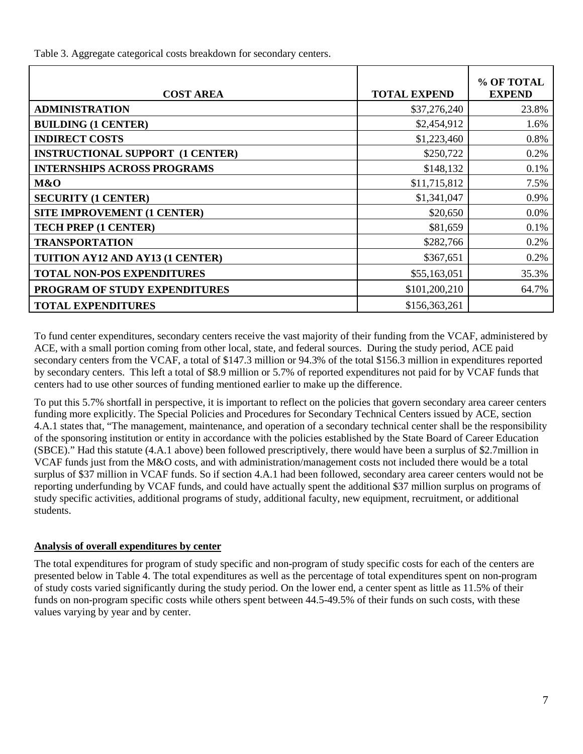Table 3. Aggregate categorical costs breakdown for secondary centers.

| COST AREA | TOTAL EXPEND | % OF TOTAL EXPEND |
|---|---|---|
| **ADMINISTRATION** | $37,276,240 | 23.8% |
| **BUILDING (1 CENTER)** | $2,454,912 | 1.6% |
| **INDIRECT COSTS** | $1,223,460 | 0.8% |
| **INSTRUCTIONAL SUPPORT (1 CENTER)** | $250,722 | 0.2% |
| **INTERNSHIPS ACROSS PROGRAMS** | $148,132 | 0.1% |
| **M&O** | $11,715,812 | 7.5% |
| **SECURITY (1 CENTER)** | $1,341,047 | 0.9% |
| **SITE IMPROVEMENT (1 CENTER)** | $20,650 | 0.0% |
| **TECH PREP (1 CENTER)** | $81,659 | 0.1% |
| **TRANSPORTATION** | $282,766 | 0.2% |
| **TUITION AY12 AND AY13 (1 CENTER)** | $367,651 | 0.2% |
| **TOTAL NON-POS EXPENDITURES** | $55,163,051 | 35.3% |
| **PROGRAM OF STUDY EXPENDITURES** | $101,200,210 | 64.7% |
| **TOTAL EXPENDITURES** | $156,363,261 | |

To fund center expenditures, secondary centers receive the vast majority of their funding from the VCAF, administered by ACE, with a small portion coming from other local, state, and federal sources. During the study period, ACE paid secondary centers from the VCAF, a total of $147.3 million or 94.3% of the total $156.3 million in expenditures reported by secondary centers. This left a total of $8.9 million or 5.7% of reported expenditures not paid for by VCAF funds that centers had to use other sources of funding mentioned earlier to make up the difference.

To put this 5.7% shortfall in perspective, it is important to reflect on the policies that govern secondary area career centers funding more explicitly. The Special Policies and Procedures for Secondary Technical Centers issued by ACE, section 4.A.1 states that, "The management, maintenance, and operation of a secondary technical center shall be the responsibility of the sponsoring institution or entity in accordance with the policies established by the State Board of Career Education (SBCE)." Had this statute (4.A.1 above) been followed prescriptively, there would have been a surplus of $2.7million in VCAF funds just from the M&O costs, and with administration/management costs not included there would be a total surplus of $37 million in VCAF funds. So if section 4.A.1 had been followed, secondary area career centers would not be reporting underfunding by VCAF funds, and could have actually spent the additional $37 million surplus on programs of study specific activities, additional programs of study, additional faculty, new equipment, recruitment, or additional students.

**<u>Analysis of overall expenditures by center</u>**

The total expenditures for program of study specific and non-program of study specific costs for each of the centers are presented below in Table 4. The total expenditures as well as the percentage of total expenditures spent on non-program of study costs varied significantly during the study period. On the lower end, a center spent as little as 11.5% of their funds on non-program specific costs while others spent between 44.5-49.5% of their funds on such costs, with these values varying by year and by center.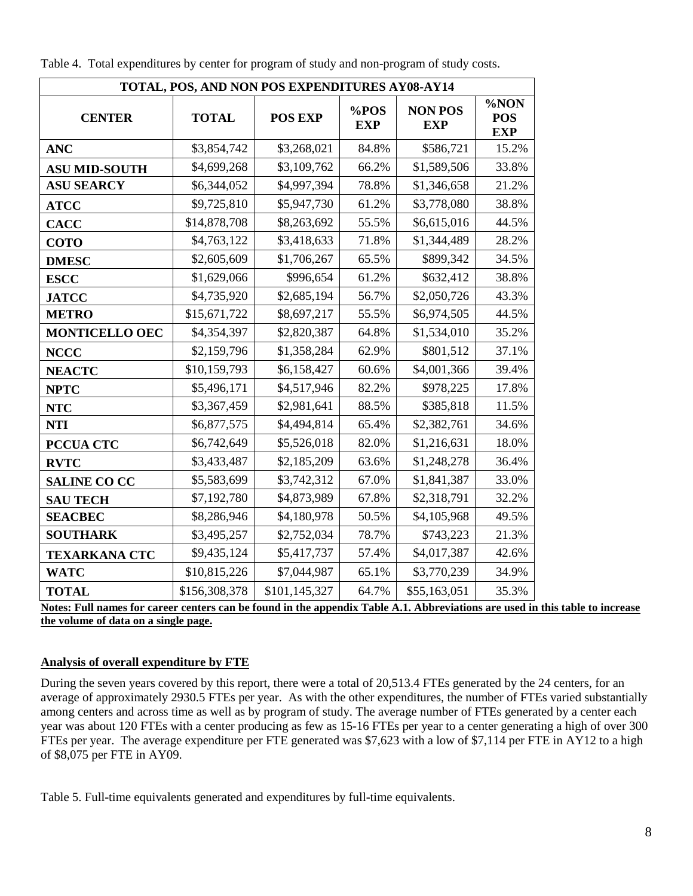Table 4. Total expenditures by center for program of study and non-program of study costs.

| TOTAL, POS, AND NON POS EXPENDITURES AY08-AY14 | | | | | |
|---|---|---|---|---|---|
| **CENTER** | **TOTAL** | **POS EXP** | **%POS EXP** | **NON POS EXP** | **%NON POS EXP** |
| **ANC** | $3,854,742 | $3,268,021 | 84.8% | $586,721 | 15.2% |
| **ASU MID-SOUTH** | $4,699,268 | $3,109,762 | 66.2% | $1,589,506 | 33.8% |
| **ASU SEARCY** | $6,344,052 | $4,997,394 | 78.8% | $1,346,658 | 21.2% |
| **ATCC** | $9,725,810 | $5,947,730 | 61.2% | $3,778,080 | 38.8% |
| **CACC** | $14,878,708 | $8,263,692 | 55.5% | $6,615,016 | 44.5% |
| **COTO** | $4,763,122 | $3,418,633 | 71.8% | $1,344,489 | 28.2% |
| **DMESC** | $2,605,609 | $1,706,267 | 65.5% | $899,342 | 34.5% |
| **ESCC** | $1,629,066 | $996,654 | 61.2% | $632,412 | 38.8% |
| **JATCC** | $4,735,920 | $2,685,194 | 56.7% | $2,050,726 | 43.3% |
| **METRO** | $15,671,722 | $8,697,217 | 55.5% | $6,974,505 | 44.5% |
| **MONTICELLO OEC** | $4,354,397 | $2,820,387 | 64.8% | $1,534,010 | 35.2% |
| **NCCC** | $2,159,796 | $1,358,284 | 62.9% | $801,512 | 37.1% |
| **NEACTC** | $10,159,793 | $6,158,427 | 60.6% | $4,001,366 | 39.4% |
| **NPTC** | $5,496,171 | $4,517,946 | 82.2% | $978,225 | 17.8% |
| **NTC** | $3,367,459 | $2,981,641 | 88.5% | $385,818 | 11.5% |
| **NTI** | $6,877,575 | $4,494,814 | 65.4% | $2,382,761 | 34.6% |
| **PCCUA CTC** | $6,742,649 | $5,526,018 | 82.0% | $1,216,631 | 18.0% |
| **RVTC** | $3,433,487 | $2,185,209 | 63.6% | $1,248,278 | 36.4% |
| **SALINE CO CC** | $5,583,699 | $3,742,312 | 67.0% | $1,841,387 | 33.0% |
| **SAU TECH** | $7,192,780 | $4,873,989 | 67.8% | $2,318,791 | 32.2% |
| **SEACBEC** | $8,286,946 | $4,180,978 | 50.5% | $4,105,968 | 49.5% |
| **SOUTHARK** | $3,495,257 | $2,752,034 | 78.7% | $743,223 | 21.3% |
| **TEXARKANA CTC** | $9,435,124 | $5,417,737 | 57.4% | $4,017,387 | 42.6% |
| **WATC** | $10,815,226 | $7,044,987 | 65.1% | $3,770,239 | 34.9% |
| **TOTAL** | $156,308,378 | $101,145,327 | 64.7% | $55,163,051 | 35.3% |

**Notes: Full names for career centers can be found in the appendix Table A.1. Abbreviations are used in this table to increase the volume of data on a single page.**

## Analysis of overall expenditure by FTE

During the seven years covered by this report, there were a total of 20,513.4 FTEs generated by the 24 centers, for an average of approximately 2930.5 FTEs per year. As with the other expenditures, the number of FTEs varied substantially among centers and across time as well as by program of study. The average number of FTEs generated by a center each year was about 120 FTEs with a center producing as few as 15-16 FTEs per year to a center generating a high of over 300 FTEs per year. The average expenditure per FTE generated was $7,623 with a low of $7,114 per FTE in AY12 to a high of $8,075 per FTE in AY09.

Table 5. Full-time equivalents generated and expenditures by full-time equivalents.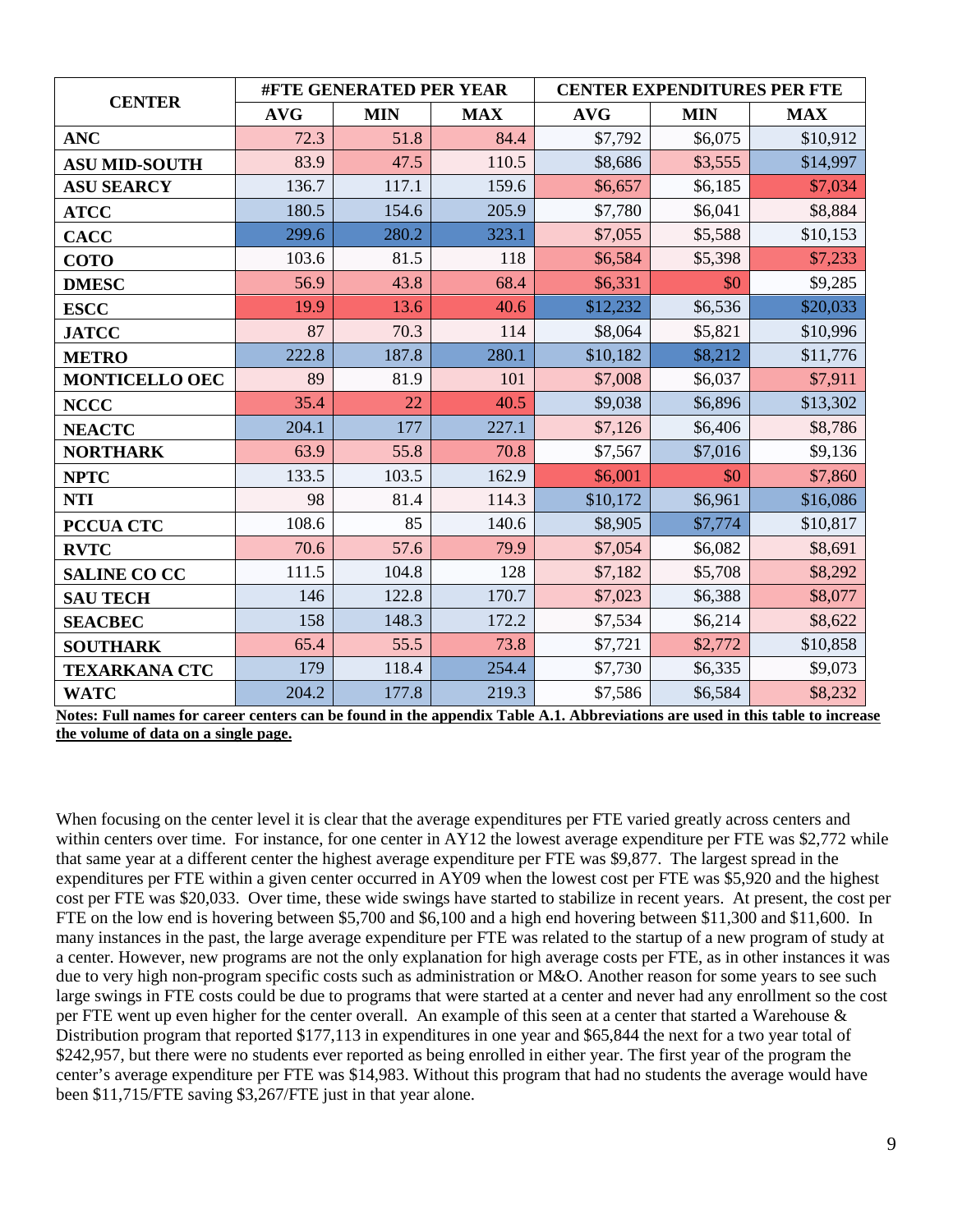| CENTER | #FTE GENERATED PER YEAR | | | CENTER EXPENDITURES PER FTE | | |
|---|---|---|---|---|---|---|
| | AVG | MIN | MAX | AVG | MIN | MAX |
| ANC | 72.3 | 51.8 | 84.4 | $7,792 | $6,075 | $10,912 |
| ASU MID-SOUTH | 83.9 | 47.5 | 110.5 | $8,686 | $3,555 | $14,997 |
| ASU SEARCY | 136.7 | 117.1 | 159.6 | $6,657 | $6,185 | $7,034 |
| ATCC | 180.5 | 154.6 | 205.9 | $7,780 | $6,041 | $8,884 |
| CACC | 299.6 | 280.2 | 323.1 | $7,055 | $5,588 | $10,153 |
| COTO | 103.6 | 81.5 | 118 | $6,584 | $5,398 | $7,233 |
| DMESC | 56.9 | 43.8 | 68.4 | $6,331 | $0 | $9,285 |
| ESCC | 19.9 | 13.6 | 40.6 | $12,232 | $6,536 | $20,033 |
| JATCC | 87 | 70.3 | 114 | $8,064 | $5,821 | $10,996 |
| METRO | 222.8 | 187.8 | 280.1 | $10,182 | $8,212 | $11,776 |
| MONTICELLO OEC | 89 | 81.9 | 101 | $7,008 | $6,037 | $7,911 |
| NCCC | 35.4 | 22 | 40.5 | $9,038 | $6,896 | $13,302 |
| NEACTC | 204.1 | 177 | 227.1 | $7,126 | $6,406 | $8,786 |
| NORTHARK | 63.9 | 55.8 | 70.8 | $7,567 | $7,016 | $9,136 |
| NPTC | 133.5 | 103.5 | 162.9 | $6,001 | $0 | $7,860 |
| NTI | 98 | 81.4 | 114.3 | $10,172 | $6,961 | $16,086 |
| PCCUA CTC | 108.6 | 85 | 140.6 | $8,905 | $7,774 | $10,817 |
| RVTC | 70.6 | 57.6 | 79.9 | $7,054 | $6,082 | $8,691 |
| SALINE CO CC | 111.5 | 104.8 | 128 | $7,182 | $5,708 | $8,292 |
| SAU TECH | 146 | 122.8 | 170.7 | $7,023 | $6,388 | $8,077 |
| SEACBEC | 158 | 148.3 | 172.2 | $7,534 | $6,214 | $8,622 |
| SOUTHARK | 65.4 | 55.5 | 73.8 | $7,721 | $2,772 | $10,858 |
| TEXARKANA CTC | 179 | 118.4 | 254.4 | $7,730 | $6,335 | $9,073 |
| WATC | 204.2 | 177.8 | 219.3 | $7,586 | $6,584 | $8,232 |

**Notes: Full names for career centers can be found in the appendix Table A.1. Abbreviations are used in this table to increase the volume of data on a single page.**

When focusing on the center level it is clear that the average expenditures per FTE varied greatly across centers and within centers over time. For instance, for one center in AY12 the lowest average expenditure per FTE was $2,772 while that same year at a different center the highest average expenditure per FTE was $9,877. The largest spread in the expenditures per FTE within a given center occurred in AY09 when the lowest cost per FTE was $5,920 and the highest cost per FTE was $20,033. Over time, these wide swings have started to stabilize in recent years. At present, the cost per FTE on the low end is hovering between $5,700 and $6,100 and a high end hovering between $11,300 and $11,600. In many instances in the past, the large average expenditure per FTE was related to the startup of a new program of study at a center. However, new programs are not the only explanation for high average costs per FTE, as in other instances it was due to very high non-program specific costs such as administration or M&O. Another reason for some years to see such large swings in FTE costs could be due to programs that were started at a center and never had any enrollment so the cost per FTE went up even higher for the center overall. An example of this seen at a center that started a Warehouse & Distribution program that reported $177,113 in expenditures in one year and $65,844 the next for a two year total of $242,957, but there were no students ever reported as being enrolled in either year. The first year of the program the center's average expenditure per FTE was $14,983. Without this program that had no students the average would have been $11,715/FTE saving $3,267/FTE just in that year alone.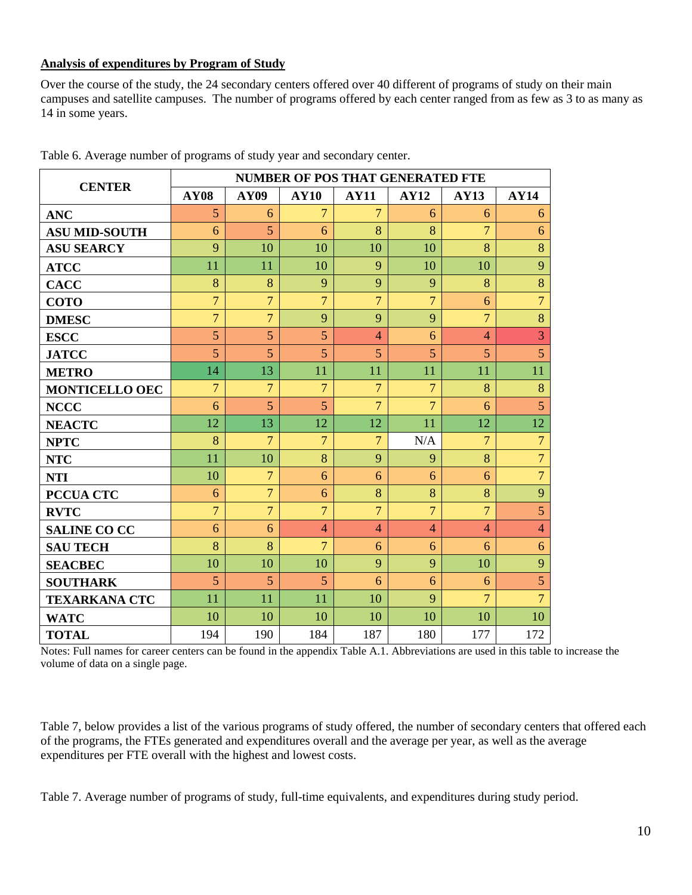**Analysis of expenditures by Program of Study**

Over the course of the study, the 24 secondary centers offered over 40 different of programs of study on their main campuses and satellite campuses. The number of programs offered by each center ranged from as few as 3 to as many as 14 in some years.

Table 6. Average number of programs of study year and secondary center.

| CENTER | NUMBER OF POS THAT GENERATED FTE | | | | | | |
|---|---|---|---|---|---|---|---|
| | AY08 | AY09 | AY10 | AY11 | AY12 | AY13 | AY14 |
| ANC | 5 | 6 | 7 | 7 | 6 | 6 | 6 |
| ASU MID-SOUTH | 6 | 5 | 6 | 8 | 8 | 7 | 6 |
| ASU SEARCY | 9 | 10 | 10 | 10 | 10 | 8 | 8 |
| ATCC | 11 | 11 | 10 | 9 | 10 | 10 | 9 |
| CACC | 8 | 8 | 9 | 9 | 9 | 8 | 8 |
| COTO | 7 | 7 | 7 | 7 | 7 | 6 | 7 |
| DMESC | 7 | 7 | 9 | 9 | 9 | 7 | 8 |
| ESCC | 5 | 5 | 5 | 4 | 6 | 4 | 3 |
| JATCC | 5 | 5 | 5 | 5 | 5 | 5 | 5 |
| METRO | 14 | 13 | 11 | 11 | 11 | 11 | 11 |
| MONTICELLO OEC | 7 | 7 | 7 | 7 | 7 | 8 | 8 |
| NCCC | 6 | 5 | 5 | 7 | 7 | 6 | 5 |
| NEACTC | 12 | 13 | 12 | 12 | 11 | 12 | 12 |
| NPTC | 8 | 7 | 7 | 7 | N/A | 7 | 7 |
| NTC | 11 | 10 | 8 | 9 | 9 | 8 | 7 |
| NTI | 10 | 7 | 6 | 6 | 6 | 6 | 7 |
| PCCUA CTC | 6 | 7 | 6 | 8 | 8 | 8 | 9 |
| RVTC | 7 | 7 | 7 | 7 | 7 | 7 | 5 |
| SALINE CO CC | 6 | 6 | 4 | 4 | 4 | 4 | 4 |
| SAU TECH | 8 | 8 | 7 | 6 | 6 | 6 | 6 |
| SEACBEC | 10 | 10 | 10 | 9 | 9 | 10 | 9 |
| SOUTHARK | 5 | 5 | 5 | 6 | 6 | 6 | 5 |
| TEXARKANA CTC | 11 | 11 | 11 | 10 | 9 | 7 | 7 |
| WATC | 10 | 10 | 10 | 10 | 10 | 10 | 10 |
| TOTAL | 194 | 190 | 184 | 187 | 180 | 177 | 172 |

Notes: Full names for career centers can be found in the appendix Table A.1. Abbreviations are used in this table to increase the volume of data on a single page.

Table 7, below provides a list of the various programs of study offered, the number of secondary centers that offered each of the programs, the FTEs generated and expenditures overall and the average per year, as well as the average expenditures per FTE overall with the highest and lowest costs.

Table 7. Average number of programs of study, full-time equivalents, and expenditures during study period.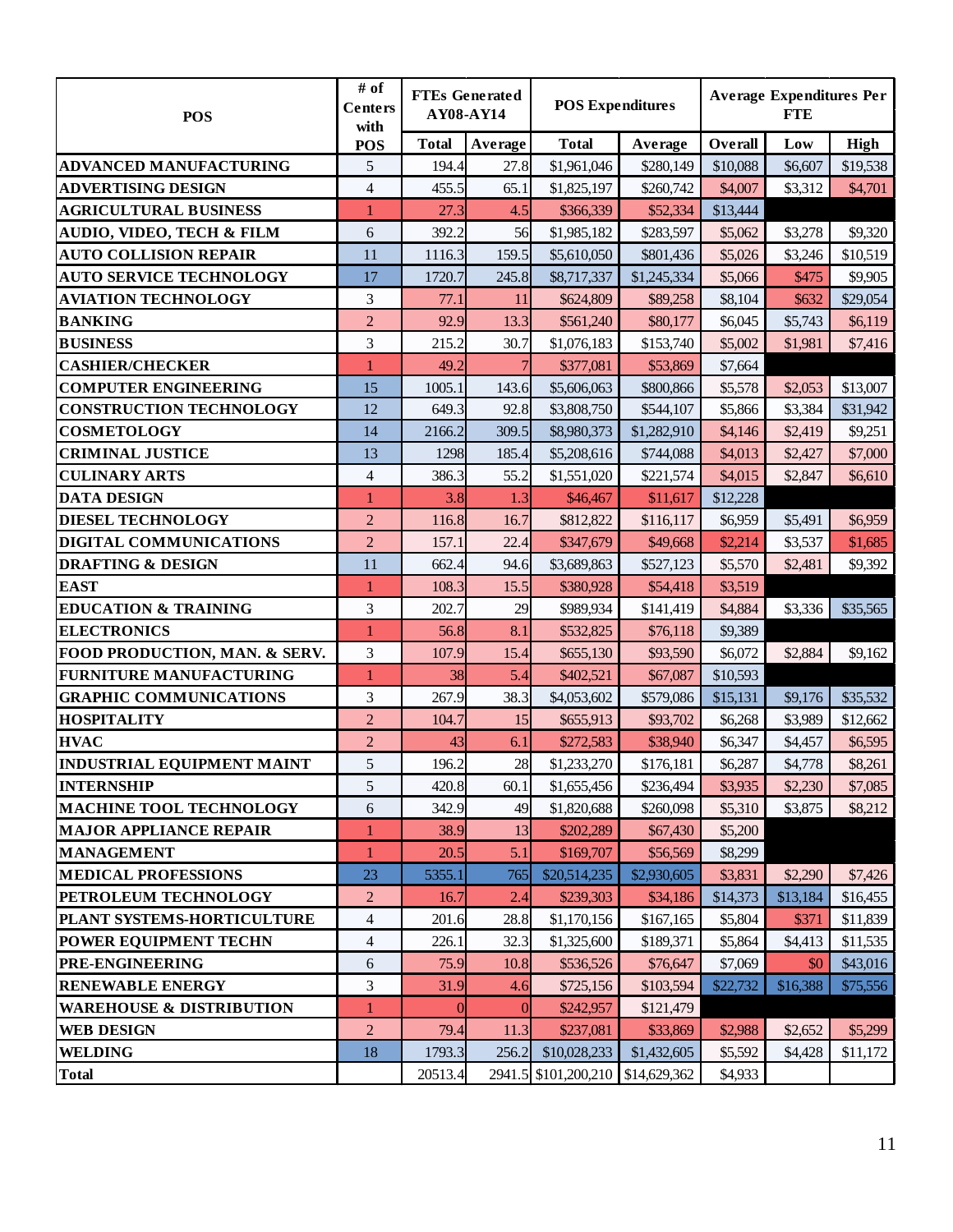| POS | # of Centers with POS | FTEs Generated AY08-AY14 | | POS Expenditures | | Average Expenditures Per FTE | | |
|---|---|---|---|---|---|---|---|---|
| | | Total | Average | Total | Average | Overall | Low | High |
| ADVANCED MANUFACTURING | 5 | 194.4 | 27.8 | $1,961,046 | $280,149 | $10,088 | $6,607 | $19,538 |
| ADVERTISING DESIGN | 4 | 455.5 | 65.1 | $1,825,197 | $260,742 | $4,007 | $3,312 | $4,701 |
| AGRICULTURAL BUSINESS | 1 | 27.3 | 4.5 | $366,339 | $52,334 | $13,444 | | |
| AUDIO, VIDEO, TECH & FILM | 6 | 392.2 | 56 | $1,985,182 | $283,597 | $5,062 | $3,278 | $9,320 |
| AUTO COLLISION REPAIR | 11 | 1116.3 | 159.5 | $5,610,050 | $801,436 | $5,026 | $3,246 | $10,519 |
| AUTO SERVICE TECHNOLOGY | 17 | 1720.7 | 245.8 | $8,717,337 | $1,245,334 | $5,066 | $475 | $9,905 |
| AVIATION TECHNOLOGY | 3 | 77.1 | 11 | $624,809 | $89,258 | $8,104 | $632 | $29,054 |
| BANKING | 2 | 92.9 | 13.3 | $561,240 | $80,177 | $6,045 | $5,743 | $6,119 |
| BUSINESS | 3 | 215.2 | 30.7 | $1,076,183 | $153,740 | $5,002 | $1,981 | $7,416 |
| CASHIER/CHECKER | 1 | 49.2 | 7 | $377,081 | $53,869 | $7,664 | | |
| COMPUTER ENGINEERING | 15 | 1005.1 | 143.6 | $5,606,063 | $800,866 | $5,578 | $2,053 | $13,007 |
| CONSTRUCTION TECHNOLOGY | 12 | 649.3 | 92.8 | $3,808,750 | $544,107 | $5,866 | $3,384 | $31,942 |
| COSMETOLOGY | 14 | 2166.2 | 309.5 | $8,980,373 | $1,282,910 | $4,146 | $2,419 | $9,251 |
| CRIMINAL JUSTICE | 13 | 1298 | 185.4 | $5,208,616 | $744,088 | $4,013 | $2,427 | $7,000 |
| CULINARY ARTS | 4 | 386.3 | 55.2 | $1,551,020 | $221,574 | $4,015 | $2,847 | $6,610 |
| DATA DESIGN | 1 | 3.8 | 1.3 | $46,467 | $11,617 | $12,228 | | |
| DIESEL TECHNOLOGY | 2 | 116.8 | 16.7 | $812,822 | $116,117 | $6,959 | $5,491 | $6,959 |
| DIGITAL COMMUNICATIONS | 2 | 157.1 | 22.4 | $347,679 | $49,668 | $2,214 | $3,537 | $1,685 |
| DRAFTING & DESIGN | 11 | 662.4 | 94.6 | $3,689,863 | $527,123 | $5,570 | $2,481 | $9,392 |
| EAST | 1 | 108.3 | 15.5 | $380,928 | $54,418 | $3,519 | | |
| EDUCATION & TRAINING | 3 | 202.7 | 29 | $989,934 | $141,419 | $4,884 | $3,336 | $35,565 |
| ELECTRONICS | 1 | 56.8 | 8.1 | $532,825 | $76,118 | $9,389 | | |
| FOOD PRODUCTION, MAN. & SERV. | 3 | 107.9 | 15.4 | $655,130 | $93,590 | $6,072 | $2,884 | $9,162 |
| FURNITURE MANUFACTURING | 1 | 38 | 5.4 | $402,521 | $67,087 | $10,593 | | |
| GRAPHIC COMMUNICATIONS | 3 | 267.9 | 38.3 | $4,053,602 | $579,086 | $15,131 | $9,176 | $35,532 |
| HOSPITALITY | 2 | 104.7 | 15 | $655,913 | $93,702 | $6,268 | $3,989 | $12,662 |
| HVAC | 2 | 43 | 6.1 | $272,583 | $38,940 | $6,347 | $4,457 | $6,595 |
| INDUSTRIAL EQUIPMENT MAINT | 5 | 196.2 | 28 | $1,233,270 | $176,181 | $6,287 | $4,778 | $8,261 |
| INTERNSHIP | 5 | 420.8 | 60.1 | $1,655,456 | $236,494 | $3,935 | $2,230 | $7,085 |
| MACHINE TOOL TECHNOLOGY | 6 | 342.9 | 49 | $1,820,688 | $260,098 | $5,310 | $3,875 | $8,212 |
| MAJOR APPLIANCE REPAIR | 1 | 38.9 | 13 | $202,289 | $67,430 | $5,200 | | |
| MANAGEMENT | 1 | 20.5 | 5.1 | $169,707 | $56,569 | $8,299 | | |
| MEDICAL PROFESSIONS | 23 | 5355.1 | 765 | $20,514,235 | $2,930,605 | $3,831 | $2,290 | $7,426 |
| PETROLEUM TECHNOLOGY | 2 | 16.7 | 2.4 | $239,303 | $34,186 | $14,373 | $13,184 | $16,455 |
| PLANT SYSTEMS-HORTICULTURE | 4 | 201.6 | 28.8 | $1,170,156 | $167,165 | $5,804 | $371 | $11,839 |
| POWER EQUIPMENT TECHN | 4 | 226.1 | 32.3 | $1,325,600 | $189,371 | $5,864 | $4,413 | $11,535 |
| PRE-ENGINEERING | 6 | 75.9 | 10.8 | $536,526 | $76,647 | $7,069 | $0 | $43,016 |
| RENEWABLE ENERGY | 3 | 31.9 | 4.6 | $725,156 | $103,594 | $22,732 | $16,388 | $75,556 |
| WAREHOUSE & DISTRIBUTION | 1 | 0 | 0 | $242,957 | $121,479 | | | |
| WEB DESIGN | 2 | 79.4 | 11.3 | $237,081 | $33,869 | $2,988 | $2,652 | $5,299 |
| WELDING | 18 | 1793.3 | 256.2 | $10,028,233 | $1,432,605 | $5,592 | $4,428 | $11,172 |
| Total | | 20513.4 | 2941.5 | $101,200,210 | $14,629,362 | $4,933 | | |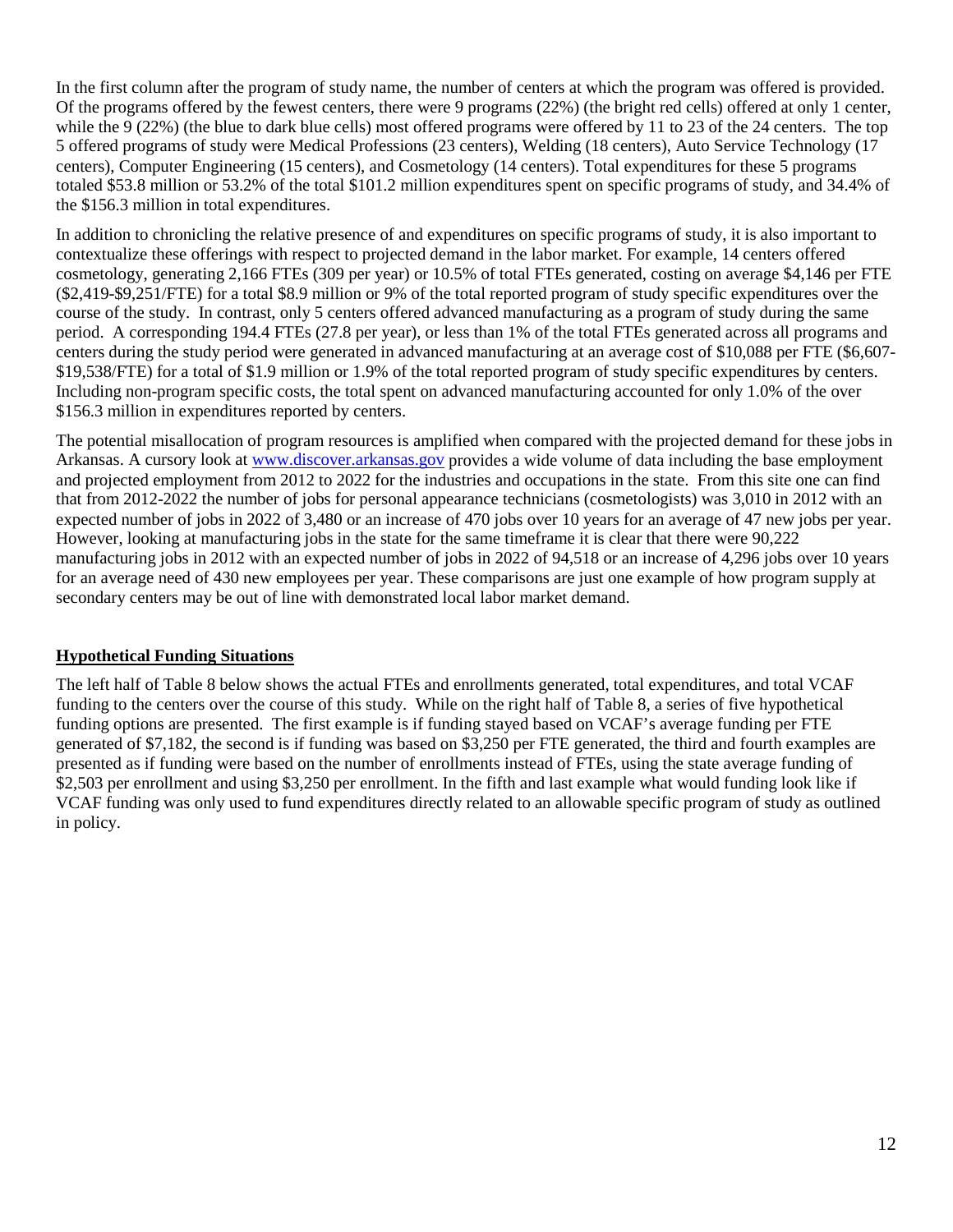In the first column after the program of study name, the number of centers at which the program was offered is provided. Of the programs offered by the fewest centers, there were 9 programs (22%) (the bright red cells) offered at only 1 center, while the 9 (22%) (the blue to dark blue cells) most offered programs were offered by 11 to 23 of the 24 centers. The top 5 offered programs of study were Medical Professions (23 centers), Welding (18 centers), Auto Service Technology (17 centers), Computer Engineering (15 centers), and Cosmetology (14 centers). Total expenditures for these 5 programs totaled $53.8 million or 53.2% of the total $101.2 million expenditures spent on specific programs of study, and 34.4% of the $156.3 million in total expenditures.

In addition to chronicling the relative presence of and expenditures on specific programs of study, it is also important to contextualize these offerings with respect to projected demand in the labor market. For example, 14 centers offered cosmetology, generating 2,166 FTEs (309 per year) or 10.5% of total FTEs generated, costing on average $4,146 per FTE ($2,419-$9,251/FTE) for a total $8.9 million or 9% of the total reported program of study specific expenditures over the course of the study. In contrast, only 5 centers offered advanced manufacturing as a program of study during the same period. A corresponding 194.4 FTEs (27.8 per year), or less than 1% of the total FTEs generated across all programs and centers during the study period were generated in advanced manufacturing at an average cost of $10,088 per FTE ($6,607-$19,538/FTE) for a total of $1.9 million or 1.9% of the total reported program of study specific expenditures by centers. Including non-program specific costs, the total spent on advanced manufacturing accounted for only 1.0% of the over $156.3 million in expenditures reported by centers.

The potential misallocation of program resources is amplified when compared with the projected demand for these jobs in Arkansas. A cursory look at www.discover.arkansas.gov provides a wide volume of data including the base employment and projected employment from 2012 to 2022 for the industries and occupations in the state. From this site one can find that from 2012-2022 the number of jobs for personal appearance technicians (cosmetologists) was 3,010 in 2012 with an expected number of jobs in 2022 of 3,480 or an increase of 470 jobs over 10 years for an average of 47 new jobs per year. However, looking at manufacturing jobs in the state for the same timeframe it is clear that there were 90,222 manufacturing jobs in 2012 with an expected number of jobs in 2022 of 94,518 or an increase of 4,296 jobs over 10 years for an average need of 430 new employees per year. These comparisons are just one example of how program supply at secondary centers may be out of line with demonstrated local labor market demand.

## Hypothetical Funding Situations

The left half of Table 8 below shows the actual FTEs and enrollments generated, total expenditures, and total VCAF funding to the centers over the course of this study. While on the right half of Table 8, a series of five hypothetical funding options are presented. The first example is if funding stayed based on VCAF's average funding per FTE generated of $7,182, the second is if funding was based on $3,250 per FTE generated, the third and fourth examples are presented as if funding were based on the number of enrollments instead of FTEs, using the state average funding of $2,503 per enrollment and using $3,250 per enrollment. In the fifth and last example what would funding look like if VCAF funding was only used to fund expenditures directly related to an allowable specific program of study as outlined in policy.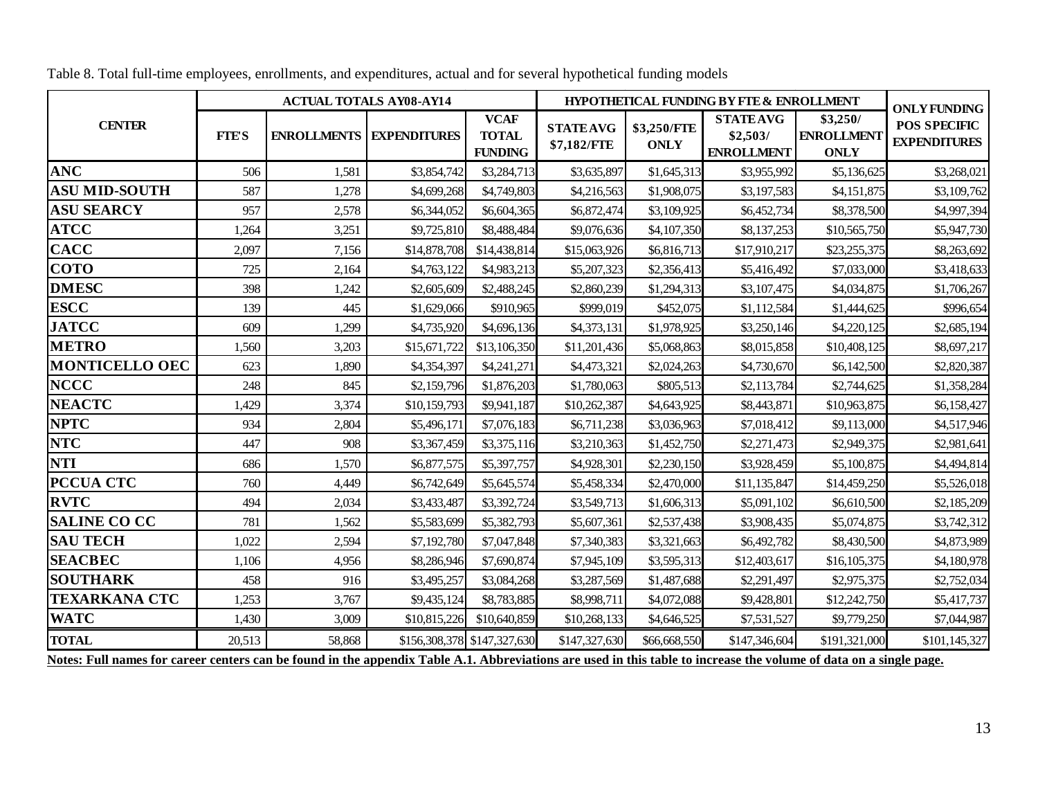Table 8. Total full-time employees, enrollments, and expenditures, actual and for several hypothetical funding models

| CENTER | ACTUAL TOTALS AY08-AY14 | | | | HYPOTHETICAL FUNDING BY FTE & ENROLLMENT | | | | ONLY FUNDING POS SPECIFIC EXPENDITURES |
|---|---|---|---|---|---|---|---|---|---|
| | FTE'S | ENROLLMENTS | EXPENDITURES | VCAF TOTAL FUNDING | STATE AVG $7,182/FTE | $3,250/FTE ONLY | STATE AVG $2,503/ ENROLLMENT | $3,250/ ENROLLMENT ONLY | |
| **ANC** | 506 | 1,581 | $3,854,742 | $3,284,713 | $3,635,897 | $1,645,313 | $3,955,992 | $5,136,625 | $3,268,021 |
| **ASU MID-SOUTH** | 587 | 1,278 | $4,699,268 | $4,749,803 | $4,216,563 | $1,908,075 | $3,197,583 | $4,151,875 | $3,109,762 |
| **ASU SEARCY** | 957 | 2,578 | $6,344,052 | $6,604,365 | $6,872,474 | $3,109,925 | $6,452,734 | $8,378,500 | $4,997,394 |
| **ATCC** | 1,264 | 3,251 | $9,725,810 | $8,488,484 | $9,076,636 | $4,107,350 | $8,137,253 | $10,565,750 | $5,947,730 |
| **CACC** | 2,097 | 7,156 | $14,878,708 | $14,438,814 | $15,063,926 | $6,816,713 | $17,910,217 | $23,255,375 | $8,263,692 |
| **COTO** | 725 | 2,164 | $4,763,122 | $4,983,213 | $5,207,323 | $2,356,413 | $5,416,492 | $7,033,000 | $3,418,633 |
| **DMESC** | 398 | 1,242 | $2,605,609 | $2,488,245 | $2,860,239 | $1,294,313 | $3,107,475 | $4,034,875 | $1,706,267 |
| **ESCC** | 139 | 445 | $1,629,066 | $910,965 | $999,019 | $452,075 | $1,112,584 | $1,444,625 | $996,654 |
| **JATCC** | 609 | 1,299 | $4,735,920 | $4,696,136 | $4,373,131 | $1,978,925 | $3,250,146 | $4,220,125 | $2,685,194 |
| **METRO** | 1,560 | 3,203 | $15,671,722 | $13,106,350 | $11,201,436 | $5,068,863 | $8,015,858 | $10,408,125 | $8,697,217 |
| **MONTICELLO OEC** | 623 | 1,890 | $4,354,397 | $4,241,271 | $4,473,321 | $2,024,263 | $4,730,670 | $6,142,500 | $2,820,387 |
| **NCCC** | 248 | 845 | $2,159,796 | $1,876,203 | $1,780,063 | $805,513 | $2,113,784 | $2,744,625 | $1,358,284 |
| **NEACTC** | 1,429 | 3,374 | $10,159,793 | $9,941,187 | $10,262,387 | $4,643,925 | $8,443,871 | $10,963,875 | $6,158,427 |
| **NPTC** | 934 | 2,804 | $5,496,171 | $7,076,183 | $6,711,238 | $3,036,963 | $7,018,412 | $9,113,000 | $4,517,946 |
| **NTC** | 447 | 908 | $3,367,459 | $3,375,116 | $3,210,363 | $1,452,750 | $2,271,473 | $2,949,375 | $2,981,641 |
| **NTI** | 686 | 1,570 | $6,877,575 | $5,397,757 | $4,928,301 | $2,230,150 | $3,928,459 | $5,100,875 | $4,494,814 |
| **PCCUA CTC** | 760 | 4,449 | $6,742,649 | $5,645,574 | $5,458,334 | $2,470,000 | $11,135,847 | $14,459,250 | $5,526,018 |
| **RVTC** | 494 | 2,034 | $3,433,487 | $3,392,724 | $3,549,713 | $1,606,313 | $5,091,102 | $6,610,500 | $2,185,209 |
| **SALINE CO CC** | 781 | 1,562 | $5,583,699 | $5,382,793 | $5,607,361 | $2,537,438 | $3,908,435 | $5,074,875 | $3,742,312 |
| **SAU TECH** | 1,022 | 2,594 | $7,192,780 | $7,047,848 | $7,340,383 | $3,321,663 | $6,492,782 | $8,430,500 | $4,873,989 |
| **SEACBEC** | 1,106 | 4,956 | $8,286,946 | $7,690,874 | $7,945,109 | $3,595,313 | $12,403,617 | $16,105,375 | $4,180,978 |
| **SOUTHARK** | 458 | 916 | $3,495,257 | $3,084,268 | $3,287,569 | $1,487,688 | $2,291,497 | $2,975,375 | $2,752,034 |
| **TEXARKANA CTC** | 1,253 | 3,767 | $9,435,124 | $8,783,885 | $8,998,711 | $4,072,088 | $9,428,801 | $12,242,750 | $5,417,737 |
| **WATC** | 1,430 | 3,009 | $10,815,226 | $10,640,859 | $10,268,133 | $4,646,525 | $7,531,527 | $9,779,250 | $7,044,987 |
| **TOTAL** | 20,513 | 58,868 | $156,308,378 | $147,327,630 | $147,327,630 | $66,668,550 | $147,346,604 | $191,321,000 | $101,145,327 |

**Notes: Full names for career centers can be found in the appendix Table A.1. Abbreviations are used in this table to increase the volume of data on a single page.**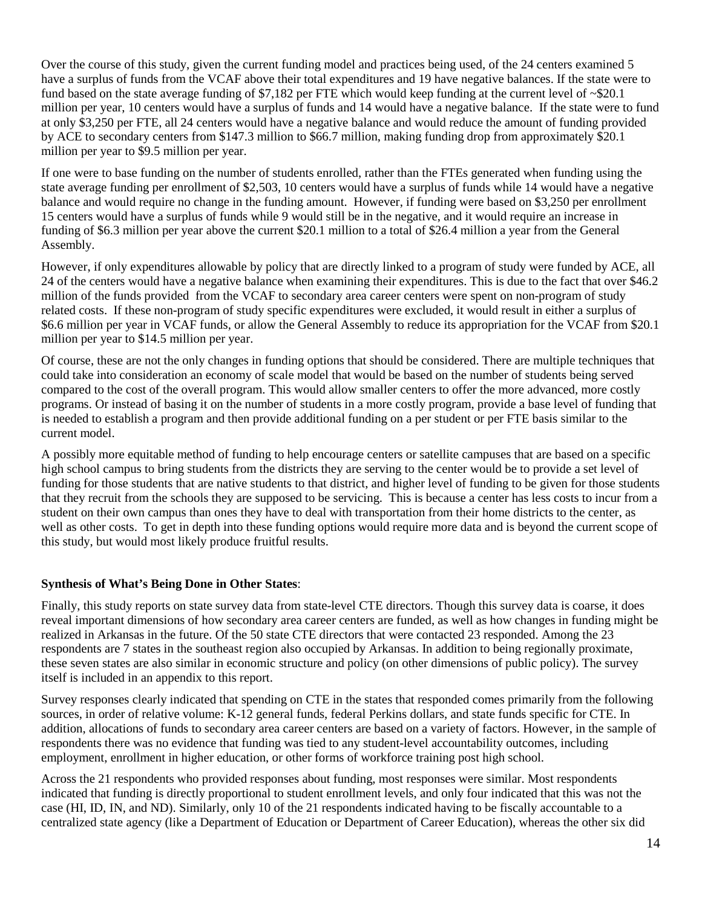Over the course of this study, given the current funding model and practices being used, of the 24 centers examined 5 have a surplus of funds from the VCAF above their total expenditures and 19 have negative balances. If the state were to fund based on the state average funding of $7,182 per FTE which would keep funding at the current level of ~$20.1 million per year, 10 centers would have a surplus of funds and 14 would have a negative balance. If the state were to fund at only $3,250 per FTE, all 24 centers would have a negative balance and would reduce the amount of funding provided by ACE to secondary centers from $147.3 million to $66.7 million, making funding drop from approximately $20.1 million per year to $9.5 million per year.

If one were to base funding on the number of students enrolled, rather than the FTEs generated when funding using the state average funding per enrollment of $2,503, 10 centers would have a surplus of funds while 14 would have a negative balance and would require no change in the funding amount. However, if funding were based on $3,250 per enrollment 15 centers would have a surplus of funds while 9 would still be in the negative, and it would require an increase in funding of $6.3 million per year above the current $20.1 million to a total of $26.4 million a year from the General Assembly.

However, if only expenditures allowable by policy that are directly linked to a program of study were funded by ACE, all 24 of the centers would have a negative balance when examining their expenditures. This is due to the fact that over $46.2 million of the funds provided from the VCAF to secondary area career centers were spent on non-program of study related costs. If these non-program of study specific expenditures were excluded, it would result in either a surplus of $6.6 million per year in VCAF funds, or allow the General Assembly to reduce its appropriation for the VCAF from $20.1 million per year to $14.5 million per year.

Of course, these are not the only changes in funding options that should be considered. There are multiple techniques that could take into consideration an economy of scale model that would be based on the number of students being served compared to the cost of the overall program. This would allow smaller centers to offer the more advanced, more costly programs. Or instead of basing it on the number of students in a more costly program, provide a base level of funding that is needed to establish a program and then provide additional funding on a per student or per FTE basis similar to the current model.

A possibly more equitable method of funding to help encourage centers or satellite campuses that are based on a specific high school campus to bring students from the districts they are serving to the center would be to provide a set level of funding for those students that are native students to that district, and higher level of funding to be given for those students that they recruit from the schools they are supposed to be servicing. This is because a center has less costs to incur from a student on their own campus than ones they have to deal with transportation from their home districts to the center, as well as other costs. To get in depth into these funding options would require more data and is beyond the current scope of this study, but would most likely produce fruitful results.

**Synthesis of What's Being Done in Other States**:

Finally, this study reports on state survey data from state-level CTE directors. Though this survey data is coarse, it does reveal important dimensions of how secondary area career centers are funded, as well as how changes in funding might be realized in Arkansas in the future. Of the 50 state CTE directors that were contacted 23 responded. Among the 23 respondents are 7 states in the southeast region also occupied by Arkansas. In addition to being regionally proximate, these seven states are also similar in economic structure and policy (on other dimensions of public policy). The survey itself is included in an appendix to this report.

Survey responses clearly indicated that spending on CTE in the states that responded comes primarily from the following sources, in order of relative volume: K-12 general funds, federal Perkins dollars, and state funds specific for CTE. In addition, allocations of funds to secondary area career centers are based on a variety of factors. However, in the sample of respondents there was no evidence that funding was tied to any student-level accountability outcomes, including employment, enrollment in higher education, or other forms of workforce training post high school.

Across the 21 respondents who provided responses about funding, most responses were similar. Most respondents indicated that funding is directly proportional to student enrollment levels, and only four indicated that this was not the case (HI, ID, IN, and ND). Similarly, only 10 of the 21 respondents indicated having to be fiscally accountable to a centralized state agency (like a Department of Education or Department of Career Education), whereas the other six did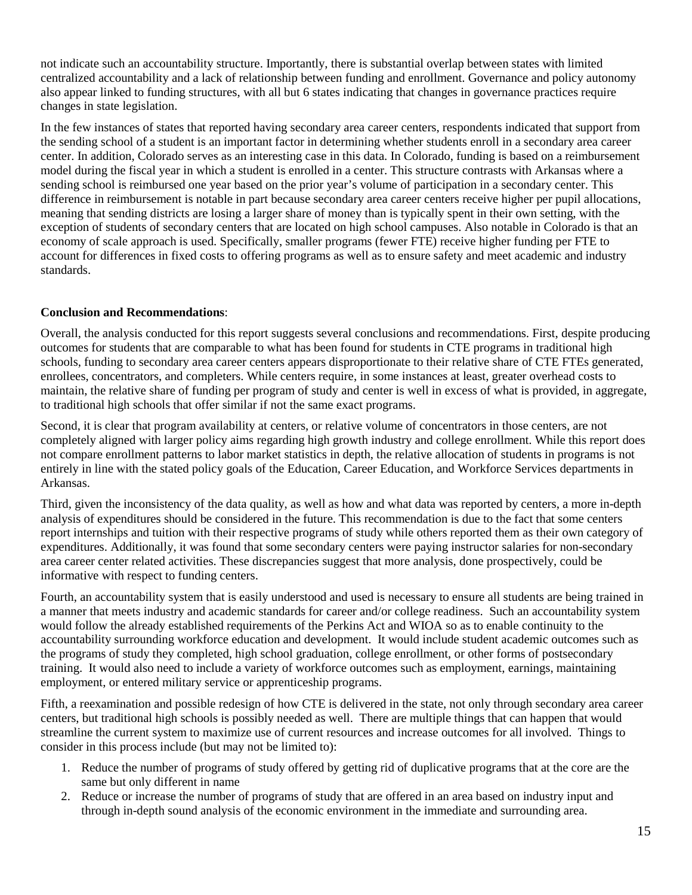not indicate such an accountability structure. Importantly, there is substantial overlap between states with limited centralized accountability and a lack of relationship between funding and enrollment. Governance and policy autonomy also appear linked to funding structures, with all but 6 states indicating that changes in governance practices require changes in state legislation.

In the few instances of states that reported having secondary area career centers, respondents indicated that support from the sending school of a student is an important factor in determining whether students enroll in a secondary area career center. In addition, Colorado serves as an interesting case in this data. In Colorado, funding is based on a reimbursement model during the fiscal year in which a student is enrolled in a center. This structure contrasts with Arkansas where a sending school is reimbursed one year based on the prior year's volume of participation in a secondary center. This difference in reimbursement is notable in part because secondary area career centers receive higher per pupil allocations, meaning that sending districts are losing a larger share of money than is typically spent in their own setting, with the exception of students of secondary centers that are located on high school campuses. Also notable in Colorado is that an economy of scale approach is used. Specifically, smaller programs (fewer FTE) receive higher funding per FTE to account for differences in fixed costs to offering programs as well as to ensure safety and meet academic and industry standards.

**Conclusion and Recommendations**:

Overall, the analysis conducted for this report suggests several conclusions and recommendations. First, despite producing outcomes for students that are comparable to what has been found for students in CTE programs in traditional high schools, funding to secondary area career centers appears disproportionate to their relative share of CTE FTEs generated, enrollees, concentrators, and completers. While centers require, in some instances at least, greater overhead costs to maintain, the relative share of funding per program of study and center is well in excess of what is provided, in aggregate, to traditional high schools that offer similar if not the same exact programs.

Second, it is clear that program availability at centers, or relative volume of concentrators in those centers, are not completely aligned with larger policy aims regarding high growth industry and college enrollment. While this report does not compare enrollment patterns to labor market statistics in depth, the relative allocation of students in programs is not entirely in line with the stated policy goals of the Education, Career Education, and Workforce Services departments in Arkansas.

Third, given the inconsistency of the data quality, as well as how and what data was reported by centers, a more in-depth analysis of expenditures should be considered in the future. This recommendation is due to the fact that some centers report internships and tuition with their respective programs of study while others reported them as their own category of expenditures. Additionally, it was found that some secondary centers were paying instructor salaries for non-secondary area career center related activities. These discrepancies suggest that more analysis, done prospectively, could be informative with respect to funding centers.

Fourth, an accountability system that is easily understood and used is necessary to ensure all students are being trained in a manner that meets industry and academic standards for career and/or college readiness. Such an accountability system would follow the already established requirements of the Perkins Act and WIOA so as to enable continuity to the accountability surrounding workforce education and development. It would include student academic outcomes such as the programs of study they completed, high school graduation, college enrollment, or other forms of postsecondary training. It would also need to include a variety of workforce outcomes such as employment, earnings, maintaining employment, or entered military service or apprenticeship programs.

Fifth, a reexamination and possible redesign of how CTE is delivered in the state, not only through secondary area career centers, but traditional high schools is possibly needed as well. There are multiple things that can happen that would streamline the current system to maximize use of current resources and increase outcomes for all involved. Things to consider in this process include (but may not be limited to):

1. Reduce the number of programs of study offered by getting rid of duplicative programs that at the core are the same but only different in name
2. Reduce or increase the number of programs of study that are offered in an area based on industry input and through in-depth sound analysis of the economic environment in the immediate and surrounding area.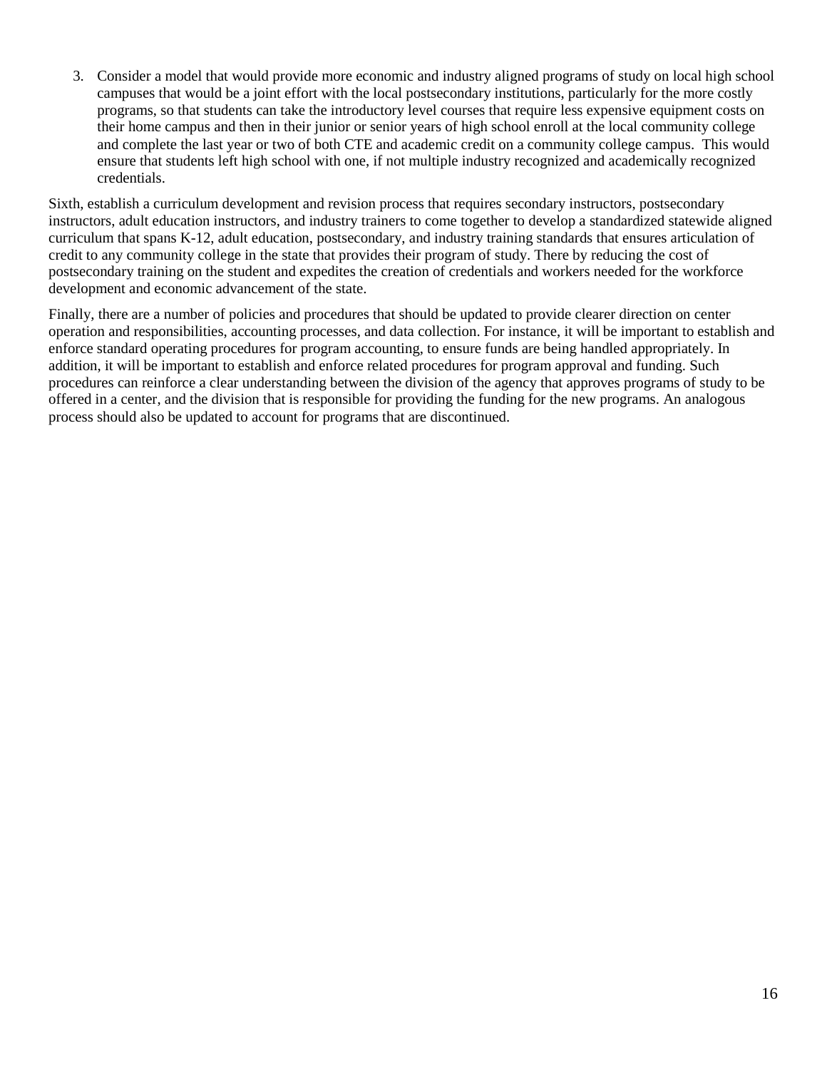3. Consider a model that would provide more economic and industry aligned programs of study on local high school campuses that would be a joint effort with the local postsecondary institutions, particularly for the more costly programs, so that students can take the introductory level courses that require less expensive equipment costs on their home campus and then in their junior or senior years of high school enroll at the local community college and complete the last year or two of both CTE and academic credit on a community college campus. This would ensure that students left high school with one, if not multiple industry recognized and academically recognized credentials.

Sixth, establish a curriculum development and revision process that requires secondary instructors, postsecondary instructors, adult education instructors, and industry trainers to come together to develop a standardized statewide aligned curriculum that spans K-12, adult education, postsecondary, and industry training standards that ensures articulation of credit to any community college in the state that provides their program of study. There by reducing the cost of postsecondary training on the student and expedites the creation of credentials and workers needed for the workforce development and economic advancement of the state.

Finally, there are a number of policies and procedures that should be updated to provide clearer direction on center operation and responsibilities, accounting processes, and data collection. For instance, it will be important to establish and enforce standard operating procedures for program accounting, to ensure funds are being handled appropriately. In addition, it will be important to establish and enforce related procedures for program approval and funding. Such procedures can reinforce a clear understanding between the division of the agency that approves programs of study to be offered in a center, and the division that is responsible for providing the funding for the new programs. An analogous process should also be updated to account for programs that are discontinued.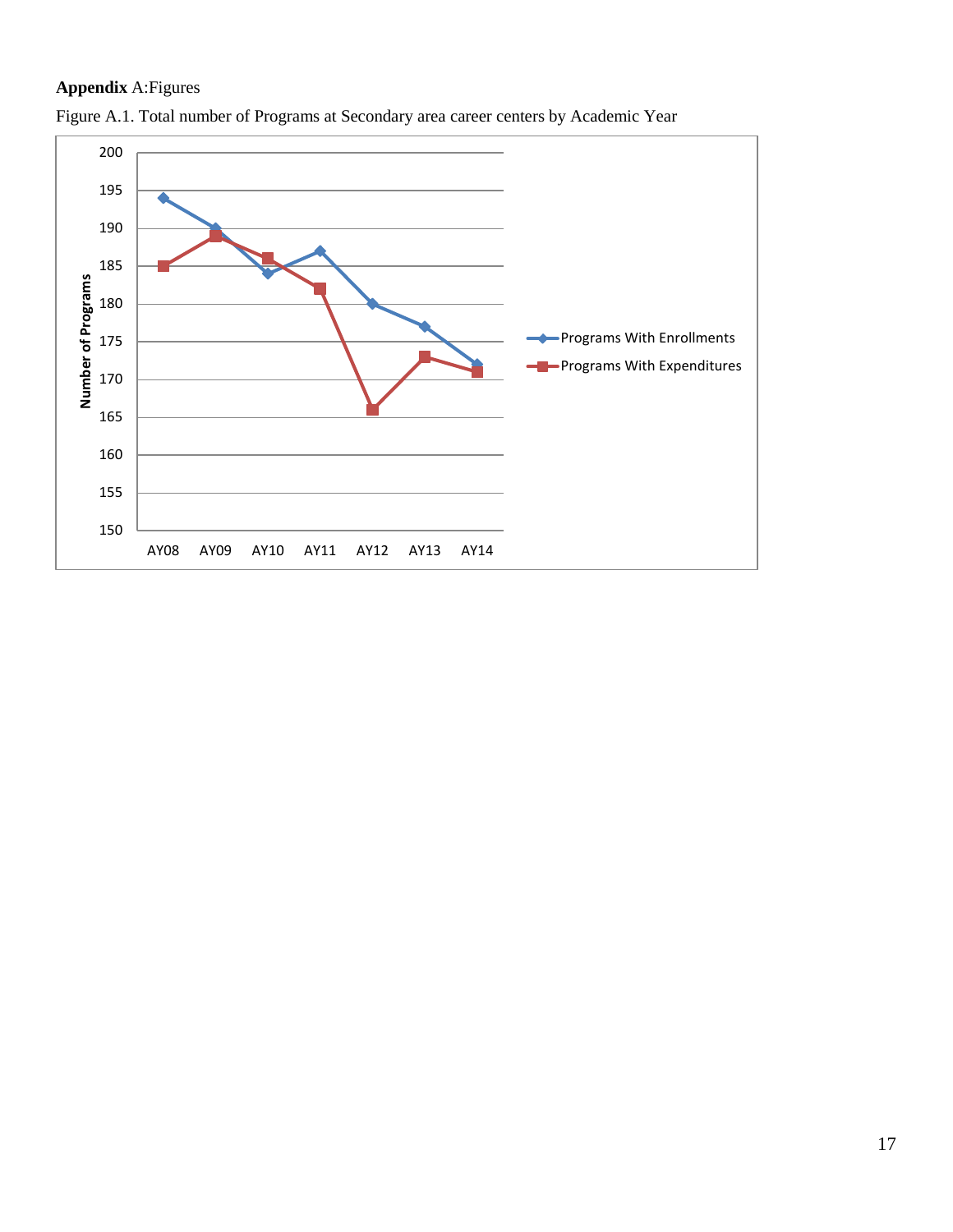**Appendix** A:Figures

Figure A.1. Total number of Programs at Secondary area career centers by Academic Year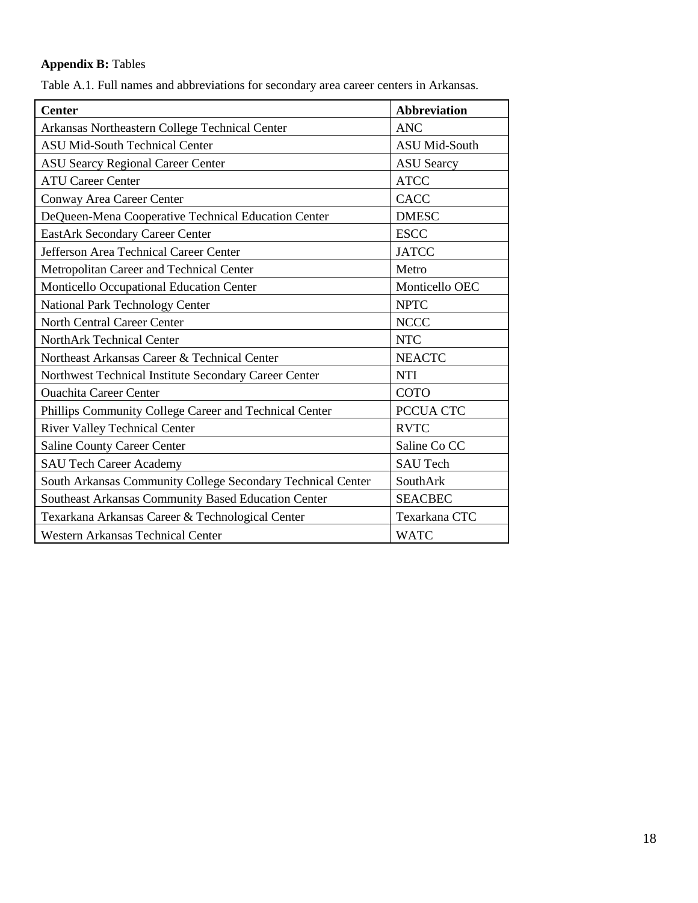**Appendix B:** Tables

Table A.1. Full names and abbreviations for secondary area career centers in Arkansas.

| Center | Abbreviation |
|---|---|
| Arkansas Northeastern College Technical Center | ANC |
| ASU Mid-South Technical Center | ASU Mid-South |
| ASU Searcy Regional Career Center | ASU Searcy |
| ATU Career Center | ATCC |
| Conway Area Career Center | CACC |
| DeQueen-Mena Cooperative Technical Education Center | DMESC |
| EastArk Secondary Career Center | ESCC |
| Jefferson Area Technical Career Center | JATCC |
| Metropolitan Career and Technical Center | Metro |
| Monticello Occupational Education Center | Monticello OEC |
| National Park Technology Center | NPTC |
| North Central Career Center | NCCC |
| NorthArk Technical Center | NTC |
| Northeast Arkansas Career & Technical Center | NEACTC |
| Northwest Technical Institute Secondary Career Center | NTI |
| Ouachita Career Center | COTO |
| Phillips Community College Career and Technical Center | PCCUA CTC |
| River Valley Technical Center | RVTC |
| Saline County Career Center | Saline Co CC |
| SAU Tech Career Academy | SAU Tech |
| South Arkansas Community College Secondary Technical Center | SouthArk |
| Southeast Arkansas Community Based Education Center | SEACBEC |
| Texarkana Arkansas Career & Technological Center | Texarkana CTC |
| Western Arkansas Technical Center | WATC |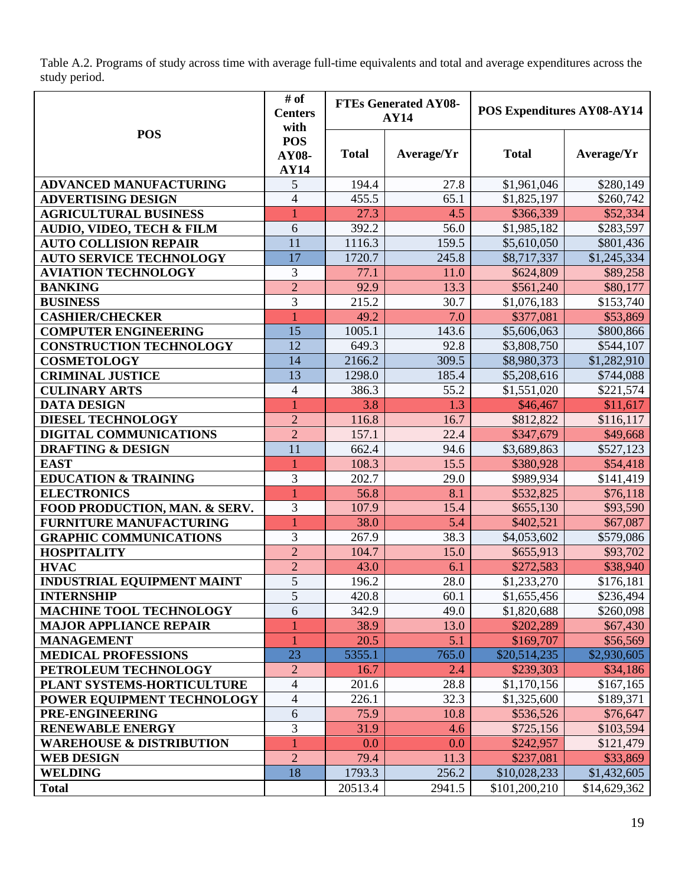Table A.2. Programs of study across time with average full-time equivalents and total and average expenditures across the study period.

| POS | # of Centers with POS AY08-AY14 | FTEs Generated AY08-AY14 | | POS Expenditures AY08-AY14 | |
|---|---|---|---|---|---|
| | | Total | Average/Yr | Total | Average/Yr |
| **ADVANCED MANUFACTURING** | 5 | 194.4 | 27.8 | $1,961,046 | $280,149 |
| **ADVERTISING DESIGN** | 4 | 455.5 | 65.1 | $1,825,197 | $260,742 |
| **AGRICULTURAL BUSINESS** | 1 | 27.3 | 4.5 | $366,339 | $52,334 |
| **AUDIO, VIDEO, TECH & FILM** | 6 | 392.2 | 56.0 | $1,985,182 | $283,597 |
| **AUTO COLLISION REPAIR** | 11 | 1116.3 | 159.5 | $5,610,050 | $801,436 |
| **AUTO SERVICE TECHNOLOGY** | 17 | 1720.7 | 245.8 | $8,717,337 | $1,245,334 |
| **AVIATION TECHNOLOGY** | 3 | 77.1 | 11.0 | $624,809 | $89,258 |
| **BANKING** | 2 | 92.9 | 13.3 | $561,240 | $80,177 |
| **BUSINESS** | 3 | 215.2 | 30.7 | $1,076,183 | $153,740 |
| **CASHIER/CHECKER** | 1 | 49.2 | 7.0 | $377,081 | $53,869 |
| **COMPUTER ENGINEERING** | 15 | 1005.1 | 143.6 | $5,606,063 | $800,866 |
| **CONSTRUCTION TECHNOLOGY** | 12 | 649.3 | 92.8 | $3,808,750 | $544,107 |
| **COSMETOLOGY** | 14 | 2166.2 | 309.5 | $8,980,373 | $1,282,910 |
| **CRIMINAL JUSTICE** | 13 | 1298.0 | 185.4 | $5,208,616 | $744,088 |
| **CULINARY ARTS** | 4 | 386.3 | 55.2 | $1,551,020 | $221,574 |
| **DATA DESIGN** | 1 | 3.8 | 1.3 | $46,467 | $11,617 |
| **DIESEL TECHNOLOGY** | 2 | 116.8 | 16.7 | $812,822 | $116,117 |
| **DIGITAL COMMUNICATIONS** | 2 | 157.1 | 22.4 | $347,679 | $49,668 |
| **DRAFTING & DESIGN** | 11 | 662.4 | 94.6 | $3,689,863 | $527,123 |
| **EAST** | 1 | 108.3 | 15.5 | $380,928 | $54,418 |
| **EDUCATION & TRAINING** | 3 | 202.7 | 29.0 | $989,934 | $141,419 |
| **ELECTRONICS** | 1 | 56.8 | 8.1 | $532,825 | $76,118 |
| **FOOD PRODUCTION, MAN. & SERV.** | 3 | 107.9 | 15.4 | $655,130 | $93,590 |
| **FURNITURE MANUFACTURING** | 1 | 38.0 | 5.4 | $402,521 | $67,087 |
| **GRAPHIC COMMUNICATIONS** | 3 | 267.9 | 38.3 | $4,053,602 | $579,086 |
| **HOSPITALITY** | 2 | 104.7 | 15.0 | $655,913 | $93,702 |
| **HVAC** | 2 | 43.0 | 6.1 | $272,583 | $38,940 |
| **INDUSTRIAL EQUIPMENT MAINT** | 5 | 196.2 | 28.0 | $1,233,270 | $176,181 |
| **INTERNSHIP** | 5 | 420.8 | 60.1 | $1,655,456 | $236,494 |
| **MACHINE TOOL TECHNOLOGY** | 6 | 342.9 | 49.0 | $1,820,688 | $260,098 |
| **MAJOR APPLIANCE REPAIR** | 1 | 38.9 | 13.0 | $202,289 | $67,430 |
| **MANAGEMENT** | 1 | 20.5 | 5.1 | $169,707 | $56,569 |
| **MEDICAL PROFESSIONS** | 23 | 5355.1 | 765.0 | $20,514,235 | $2,930,605 |
| **PETROLEUM TECHNOLOGY** | 2 | 16.7 | 2.4 | $239,303 | $34,186 |
| **PLANT SYSTEMS-HORTICULTURE** | 4 | 201.6 | 28.8 | $1,170,156 | $167,165 |
| **POWER EQUIPMENT TECHNOLOGY** | 4 | 226.1 | 32.3 | $1,325,600 | $189,371 |
| **PRE-ENGINEERING** | 6 | 75.9 | 10.8 | $536,526 | $76,647 |
| **RENEWABLE ENERGY** | 3 | 31.9 | 4.6 | $725,156 | $103,594 |
| **WAREHOUSE & DISTRIBUTION** | 1 | 0.0 | 0.0 | $242,957 | $121,479 |
| **WEB DESIGN** | 2 | 79.4 | 11.3 | $237,081 | $33,869 |
| **WELDING** | 18 | 1793.3 | 256.2 | $10,028,233 | $1,432,605 |
| **Total** | | 20513.4 | 2941.5 | $101,200,210 | $14,629,362 |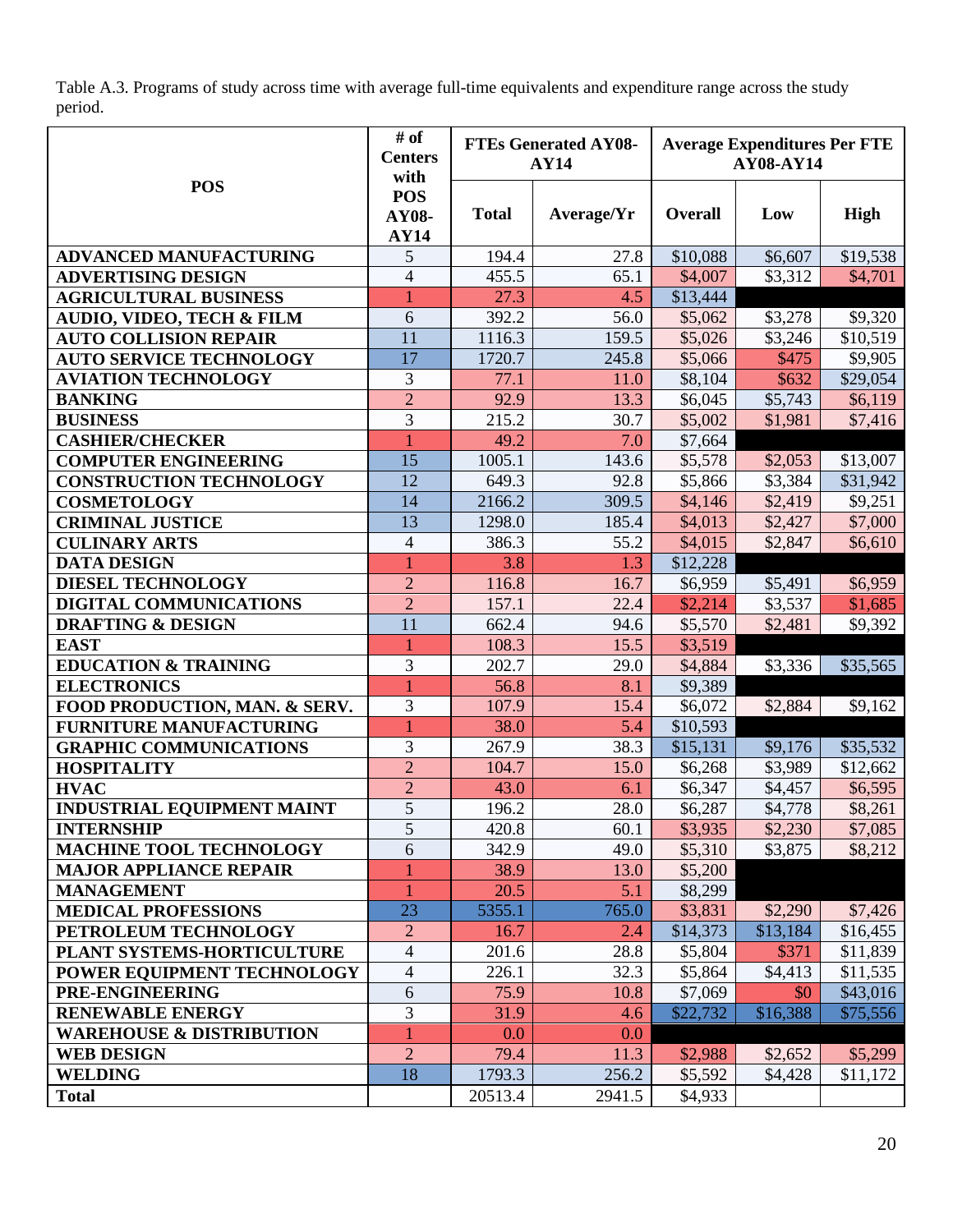Table A.3. Programs of study across time with average full-time equivalents and expenditure range across the study period.

| POS | # of Centers with POS AY08-AY14 | FTEs Generated AY08-AY14 | | Average Expenditures Per FTE AY08-AY14 | | |
|---|---|---|---|---|---|---|
| | | Total | Average/Yr | Overall | Low | High |
| ADVANCED MANUFACTURING | 5 | 194.4 | 27.8 | $10,088 | $6,607 | $19,538 |
| ADVERTISING DESIGN | 4 | 455.5 | 65.1 | $4,007 | $3,312 | $4,701 |
| AGRICULTURAL BUSINESS | 1 | 27.3 | 4.5 | $13,444 | | |
| AUDIO, VIDEO, TECH & FILM | 6 | 392.2 | 56.0 | $5,062 | $3,278 | $9,320 |
| AUTO COLLISION REPAIR | 11 | 1116.3 | 159.5 | $5,026 | $3,246 | $10,519 |
| AUTO SERVICE TECHNOLOGY | 17 | 1720.7 | 245.8 | $5,066 | $475 | $9,905 |
| AVIATION TECHNOLOGY | 3 | 77.1 | 11.0 | $8,104 | $632 | $29,054 |
| BANKING | 2 | 92.9 | 13.3 | $6,045 | $5,743 | $6,119 |
| BUSINESS | 3 | 215.2 | 30.7 | $5,002 | $1,981 | $7,416 |
| CASHIER/CHECKER | 1 | 49.2 | 7.0 | $7,664 | | |
| COMPUTER ENGINEERING | 15 | 1005.1 | 143.6 | $5,578 | $2,053 | $13,007 |
| CONSTRUCTION TECHNOLOGY | 12 | 649.3 | 92.8 | $5,866 | $3,384 | $31,942 |
| COSMETOLOGY | 14 | 2166.2 | 309.5 | $4,146 | $2,419 | $9,251 |
| CRIMINAL JUSTICE | 13 | 1298.0 | 185.4 | $4,013 | $2,427 | $7,000 |
| CULINARY ARTS | 4 | 386.3 | 55.2 | $4,015 | $2,847 | $6,610 |
| DATA DESIGN | 1 | 3.8 | 1.3 | $12,228 | | |
| DIESEL TECHNOLOGY | 2 | 116.8 | 16.7 | $6,959 | $5,491 | $6,959 |
| DIGITAL COMMUNICATIONS | 2 | 157.1 | 22.4 | $2,214 | $3,537 | $1,685 |
| DRAFTING & DESIGN | 11 | 662.4 | 94.6 | $5,570 | $2,481 | $9,392 |
| EAST | 1 | 108.3 | 15.5 | $3,519 | | |
| EDUCATION & TRAINING | 3 | 202.7 | 29.0 | $4,884 | $3,336 | $35,565 |
| ELECTRONICS | 1 | 56.8 | 8.1 | $9,389 | | |
| FOOD PRODUCTION, MAN. & SERV. | 3 | 107.9 | 15.4 | $6,072 | $2,884 | $9,162 |
| FURNITURE MANUFACTURING | 1 | 38.0 | 5.4 | $10,593 | | |
| GRAPHIC COMMUNICATIONS | 3 | 267.9 | 38.3 | $15,131 | $9,176 | $35,532 |
| HOSPITALITY | 2 | 104.7 | 15.0 | $6,268 | $3,989 | $12,662 |
| HVAC | 2 | 43.0 | 6.1 | $6,347 | $4,457 | $6,595 |
| INDUSTRIAL EQUIPMENT MAINT | 5 | 196.2 | 28.0 | $6,287 | $4,778 | $8,261 |
| INTERNSHIP | 5 | 420.8 | 60.1 | $3,935 | $2,230 | $7,085 |
| MACHINE TOOL TECHNOLOGY | 6 | 342.9 | 49.0 | $5,310 | $3,875 | $8,212 |
| MAJOR APPLIANCE REPAIR | 1 | 38.9 | 13.0 | $5,200 | | |
| MANAGEMENT | 1 | 20.5 | 5.1 | $8,299 | | |
| MEDICAL PROFESSIONS | 23 | 5355.1 | 765.0 | $3,831 | $2,290 | $7,426 |
| PETROLEUM TECHNOLOGY | 2 | 16.7 | 2.4 | $14,373 | $13,184 | $16,455 |
| PLANT SYSTEMS-HORTICULTURE | 4 | 201.6 | 28.8 | $5,804 | $371 | $11,839 |
| POWER EQUIPMENT TECHNOLOGY | 4 | 226.1 | 32.3 | $5,864 | $4,413 | $11,535 |
| PRE-ENGINEERING | 6 | 75.9 | 10.8 | $7,069 | $0 | $43,016 |
| RENEWABLE ENERGY | 3 | 31.9 | 4.6 | $22,732 | $16,388 | $75,556 |
| WAREHOUSE & DISTRIBUTION | 1 | 0.0 | 0.0 | | | |
| WEB DESIGN | 2 | 79.4 | 11.3 | $2,988 | $2,652 | $5,299 |
| WELDING | 18 | 1793.3 | 256.2 | $5,592 | $4,428 | $11,172 |
| Total | | 20513.4 | 2941.5 | $4,933 | | |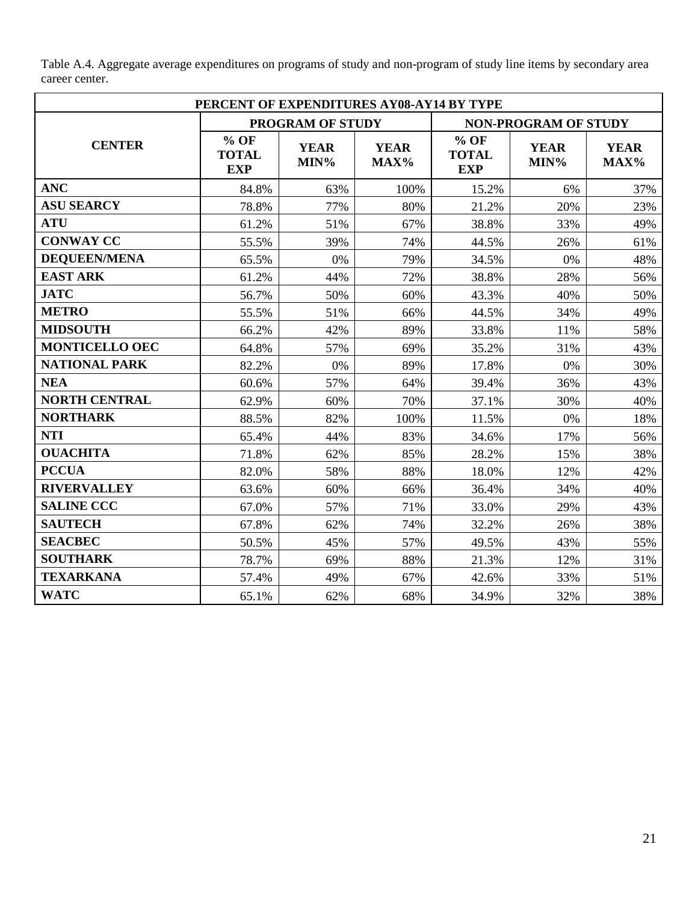Table A.4. Aggregate average expenditures on programs of study and non-program of study line items by secondary area career center.

| PERCENT OF EXPENDITURES AY08-AY14 BY TYPE | | | | | | |
|---|---|---|---|---|---|---|
| | PROGRAM OF STUDY | | | NON-PROGRAM OF STUDY | | |
| CENTER | % OF TOTAL EXP | YEAR MIN% | YEAR MAX% | % OF TOTAL EXP | YEAR MIN% | YEAR MAX% |
| ANC | 84.8% | 63% | 100% | 15.2% | 6% | 37% |
| ASU SEARCY | 78.8% | 77% | 80% | 21.2% | 20% | 23% |
| ATU | 61.2% | 51% | 67% | 38.8% | 33% | 49% |
| CONWAY CC | 55.5% | 39% | 74% | 44.5% | 26% | 61% |
| DEQUEEN/MENA | 65.5% | 0% | 79% | 34.5% | 0% | 48% |
| EAST ARK | 61.2% | 44% | 72% | 38.8% | 28% | 56% |
| JATC | 56.7% | 50% | 60% | 43.3% | 40% | 50% |
| METRO | 55.5% | 51% | 66% | 44.5% | 34% | 49% |
| MIDSOUTH | 66.2% | 42% | 89% | 33.8% | 11% | 58% |
| MONTICELLO OEC | 64.8% | 57% | 69% | 35.2% | 31% | 43% |
| NATIONAL PARK | 82.2% | 0% | 89% | 17.8% | 0% | 30% |
| NEA | 60.6% | 57% | 64% | 39.4% | 36% | 43% |
| NORTH CENTRAL | 62.9% | 60% | 70% | 37.1% | 30% | 40% |
| NORTHARK | 88.5% | 82% | 100% | 11.5% | 0% | 18% |
| NTI | 65.4% | 44% | 83% | 34.6% | 17% | 56% |
| OUACHITA | 71.8% | 62% | 85% | 28.2% | 15% | 38% |
| PCCUA | 82.0% | 58% | 88% | 18.0% | 12% | 42% |
| RIVERVALLEY | 63.6% | 60% | 66% | 36.4% | 34% | 40% |
| SALINE CCC | 67.0% | 57% | 71% | 33.0% | 29% | 43% |
| SAUTECH | 67.8% | 62% | 74% | 32.2% | 26% | 38% |
| SEACBEC | 50.5% | 45% | 57% | 49.5% | 43% | 55% |
| SOUTHARK | 78.7% | 69% | 88% | 21.3% | 12% | 31% |
| TEXARKANA | 57.4% | 49% | 67% | 42.6% | 33% | 51% |
| WATC | 65.1% | 62% | 68% | 34.9% | 32% | 38% |